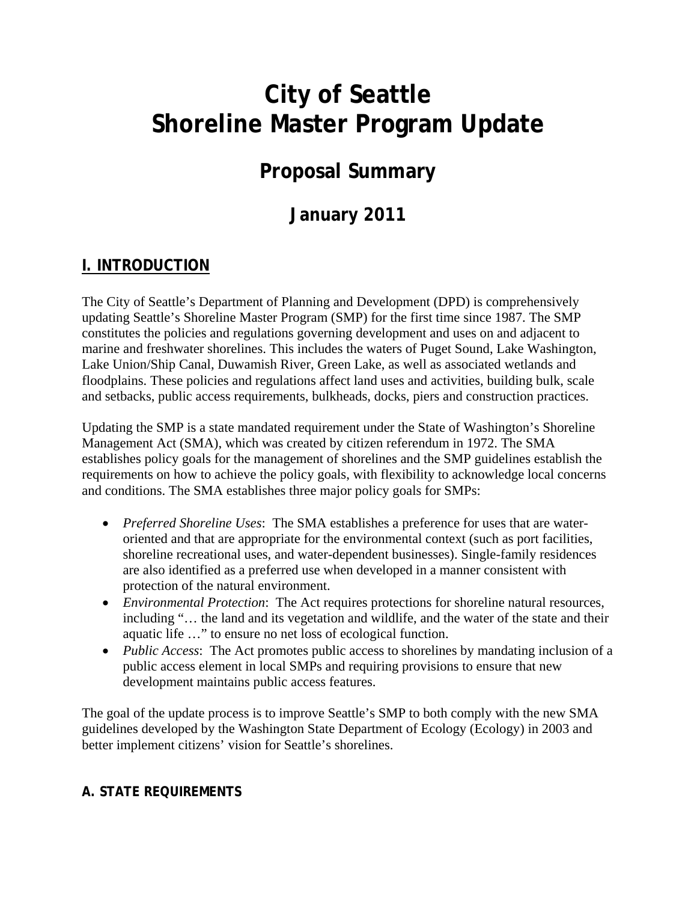# City of Seattle
# Shoreline Master Program Update

## Proposal Summary

## January 2011

## I. INTRODUCTION

The City of Seattle's Department of Planning and Development (DPD) is comprehensively updating Seattle's Shoreline Master Program (SMP) for the first time since 1987. The SMP constitutes the policies and regulations governing development and uses on and adjacent to marine and freshwater shorelines. This includes the waters of Puget Sound, Lake Washington, Lake Union/Ship Canal, Duwamish River, Green Lake, as well as associated wetlands and floodplains. These policies and regulations affect land uses and activities, building bulk, scale and setbacks, public access requirements, bulkheads, docks, piers and construction practices.

Updating the SMP is a state mandated requirement under the State of Washington's Shoreline Management Act (SMA), which was created by citizen referendum in 1972. The SMA establishes policy goals for the management of shorelines and the SMP guidelines establish the requirements on how to achieve the policy goals, with flexibility to acknowledge local concerns and conditions. The SMA establishes three major policy goals for SMPs:

- *Preferred Shoreline Uses*: The SMA establishes a preference for uses that are water-oriented and that are appropriate for the environmental context (such as port facilities, shoreline recreational uses, and water-dependent businesses). Single-family residences are also identified as a preferred use when developed in a manner consistent with protection of the natural environment.
- *Environmental Protection*: The Act requires protections for shoreline natural resources, including "… the land and its vegetation and wildlife, and the water of the state and their aquatic life …" to ensure no net loss of ecological function.
- *Public Access*: The Act promotes public access to shorelines by mandating inclusion of a public access element in local SMPs and requiring provisions to ensure that new development maintains public access features.

The goal of the update process is to improve Seattle's SMP to both comply with the new SMA guidelines developed by the Washington State Department of Ecology (Ecology) in 2003 and better implement citizens' vision for Seattle's shorelines.

### A. STATE REQUIREMENTS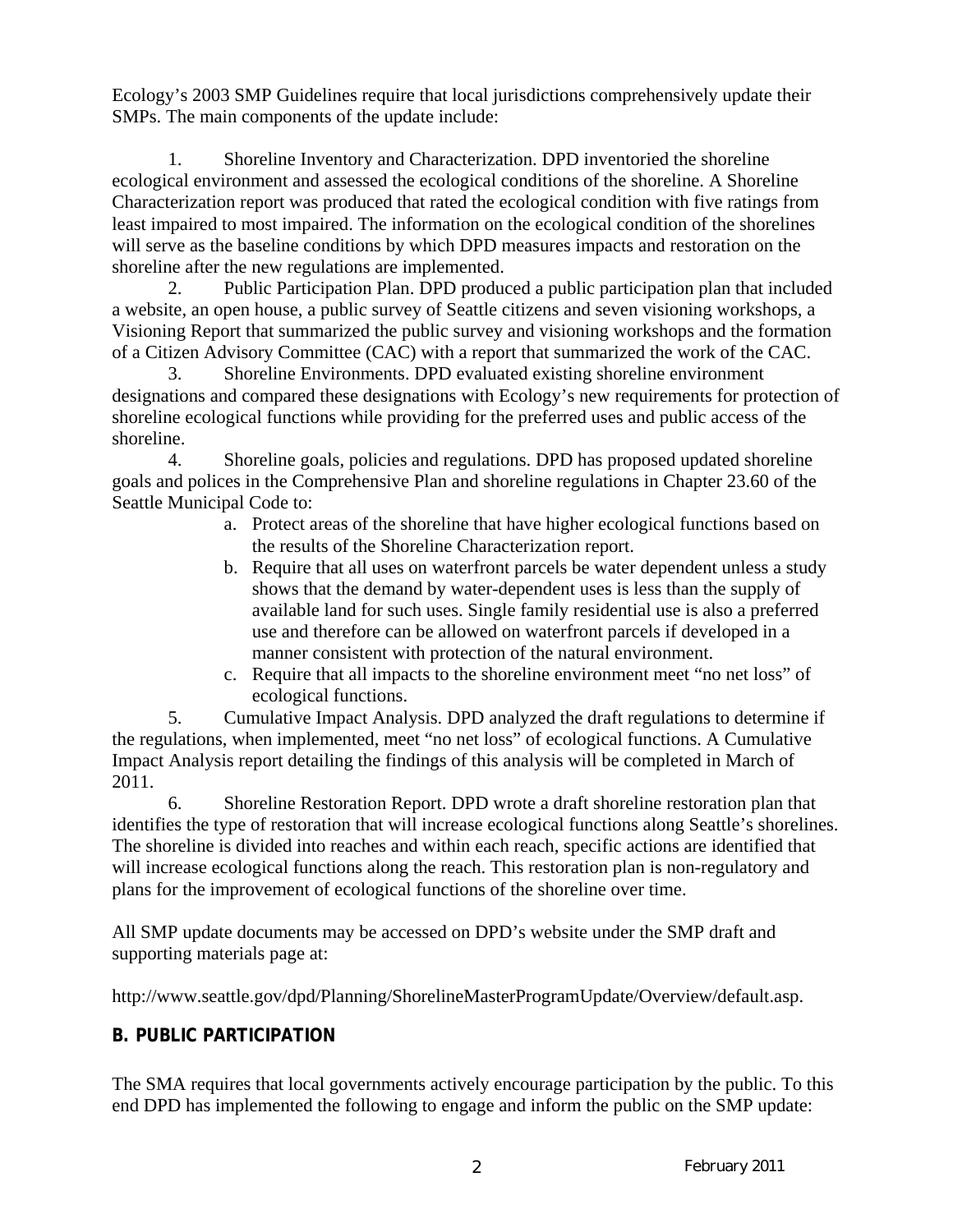Ecology's 2003 SMP Guidelines require that local jurisdictions comprehensively update their SMPs. The main components of the update include:

1. Shoreline Inventory and Characterization. DPD inventoried the shoreline ecological environment and assessed the ecological conditions of the shoreline. A Shoreline Characterization report was produced that rated the ecological condition with five ratings from least impaired to most impaired. The information on the ecological condition of the shorelines will serve as the baseline conditions by which DPD measures impacts and restoration on the shoreline after the new regulations are implemented.
2. Public Participation Plan. DPD produced a public participation plan that included a website, an open house, a public survey of Seattle citizens and seven visioning workshops, a Visioning Report that summarized the public survey and visioning workshops and the formation of a Citizen Advisory Committee (CAC) with a report that summarized the work of the CAC.
3. Shoreline Environments. DPD evaluated existing shoreline environment designations and compared these designations with Ecology's new requirements for protection of shoreline ecological functions while providing for the preferred uses and public access of the shoreline.
4. Shoreline goals, policies and regulations. DPD has proposed updated shoreline goals and polices in the Comprehensive Plan and shoreline regulations in Chapter 23.60 of the Seattle Municipal Code to:
   a. Protect areas of the shoreline that have higher ecological functions based on the results of the Shoreline Characterization report.
   b. Require that all uses on waterfront parcels be water dependent unless a study shows that the demand by water-dependent uses is less than the supply of available land for such uses. Single family residential use is also a preferred use and therefore can be allowed on waterfront parcels if developed in a manner consistent with protection of the natural environment.
   c. Require that all impacts to the shoreline environment meet "no net loss" of ecological functions.
5. Cumulative Impact Analysis. DPD analyzed the draft regulations to determine if the regulations, when implemented, meet "no net loss" of ecological functions. A Cumulative Impact Analysis report detailing the findings of this analysis will be completed in March of 2011.
6. Shoreline Restoration Report. DPD wrote a draft shoreline restoration plan that identifies the type of restoration that will increase ecological functions along Seattle's shorelines. The shoreline is divided into reaches and within each reach, specific actions are identified that will increase ecological functions along the reach. This restoration plan is non-regulatory and plans for the improvement of ecological functions of the shoreline over time.

All SMP update documents may be accessed on DPD's website under the SMP draft and supporting materials page at:

http://www.seattle.gov/dpd/Planning/ShorelineMasterProgramUpdate/Overview/default.asp.

## B. PUBLIC PARTICIPATION

The SMA requires that local governments actively encourage participation by the public. To this end DPD has implemented the following to engage and inform the public on the SMP update: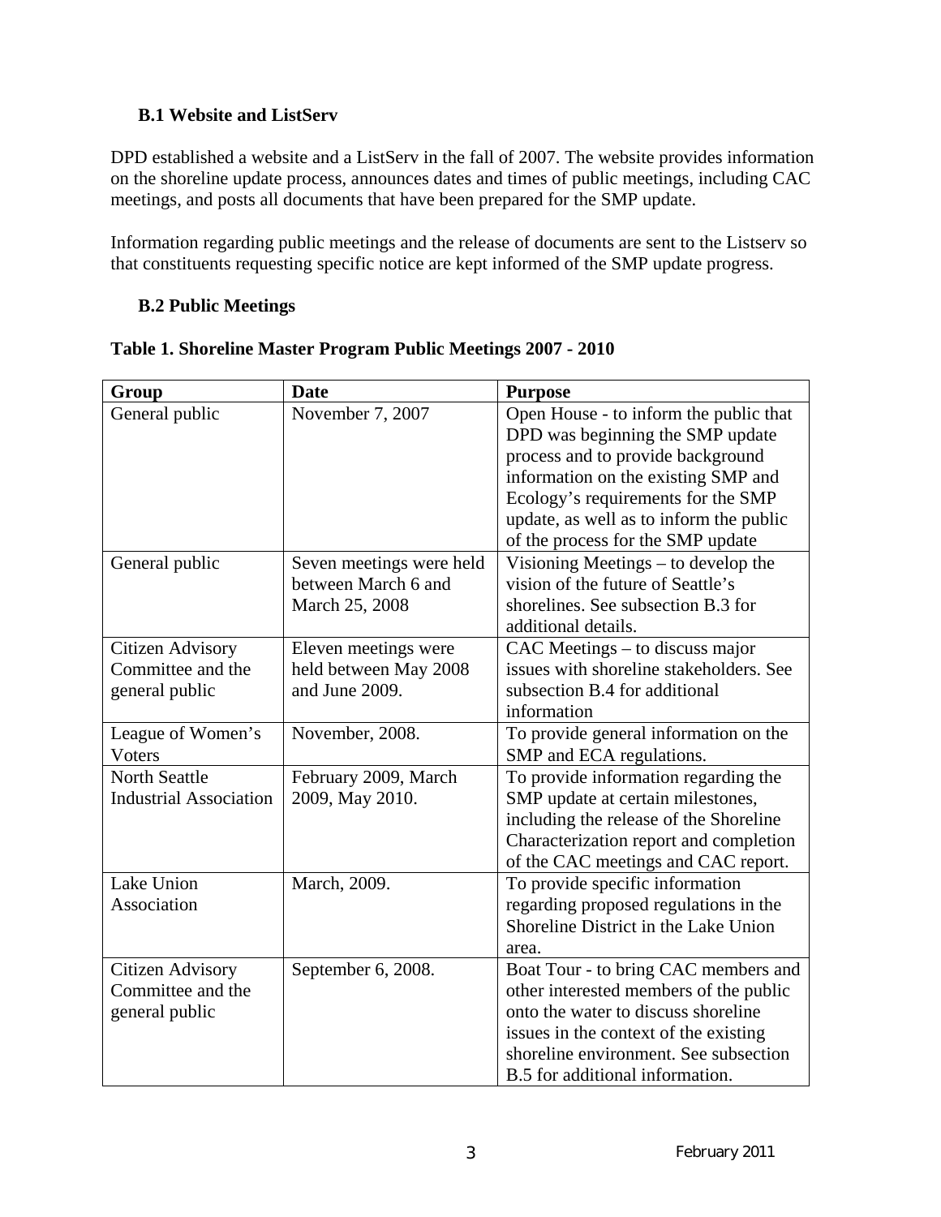### B.1 Website and ListServ

DPD established a website and a ListServ in the fall of 2007. The website provides information on the shoreline update process, announces dates and times of public meetings, including CAC meetings, and posts all documents that have been prepared for the SMP update.

Information regarding public meetings and the release of documents are sent to the Listserv so that constituents requesting specific notice are kept informed of the SMP update progress.

### B.2 Public Meetings

**Table 1. Shoreline Master Program Public Meetings 2007 - 2010**

| Group | Date | Purpose |
|---|---|---|
| General public | November 7, 2007 | Open House - to inform the public that DPD was beginning the SMP update process and to provide background information on the existing SMP and Ecology's requirements for the SMP update, as well as to inform the public of the process for the SMP update |
| General public | Seven meetings were held between March 6 and March 25, 2008 | Visioning Meetings – to develop the vision of the future of Seattle's shorelines. See subsection B.3 for additional details. |
| Citizen Advisory Committee and the general public | Eleven meetings were held between May 2008 and June 2009. | CAC Meetings – to discuss major issues with shoreline stakeholders. See subsection B.4 for additional information |
| League of Women's Voters | November, 2008. | To provide general information on the SMP and ECA regulations. |
| North Seattle Industrial Association | February 2009, March 2009, May 2010. | To provide information regarding the SMP update at certain milestones, including the release of the Shoreline Characterization report and completion of the CAC meetings and CAC report. |
| Lake Union Association | March, 2009. | To provide specific information regarding proposed regulations in the Shoreline District in the Lake Union area. |
| Citizen Advisory Committee and the general public | September 6, 2008. | Boat Tour - to bring CAC members and other interested members of the public onto the water to discuss shoreline issues in the context of the existing shoreline environment. See subsection B.5 for additional information. |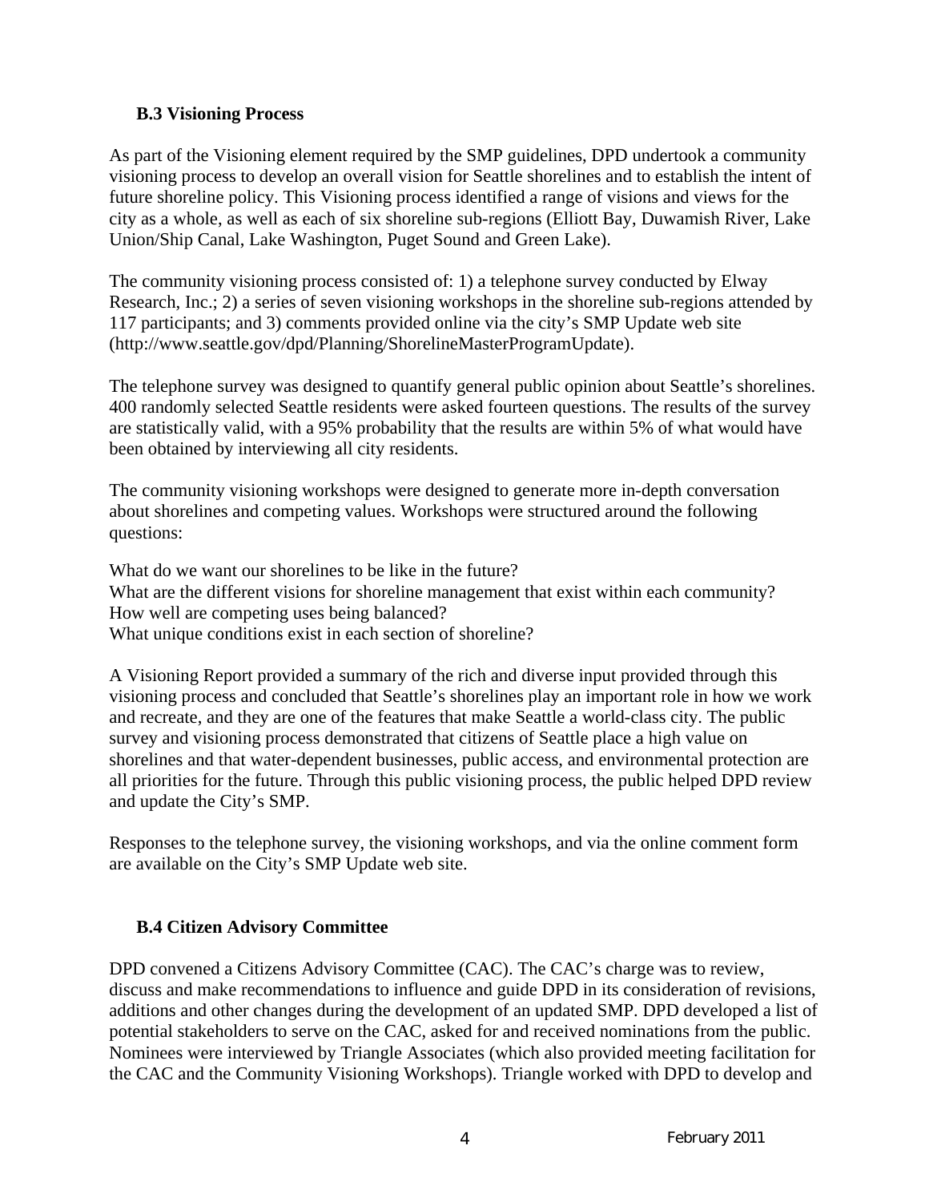### B.3 Visioning Process

As part of the Visioning element required by the SMP guidelines, DPD undertook a community visioning process to develop an overall vision for Seattle shorelines and to establish the intent of future shoreline policy. This Visioning process identified a range of visions and views for the city as a whole, as well as each of six shoreline sub-regions (Elliott Bay, Duwamish River, Lake Union/Ship Canal, Lake Washington, Puget Sound and Green Lake).

The community visioning process consisted of: 1) a telephone survey conducted by Elway Research, Inc.; 2) a series of seven visioning workshops in the shoreline sub-regions attended by 117 participants; and 3) comments provided online via the city's SMP Update web site (http://www.seattle.gov/dpd/Planning/ShorelineMasterProgramUpdate).

The telephone survey was designed to quantify general public opinion about Seattle's shorelines. 400 randomly selected Seattle residents were asked fourteen questions. The results of the survey are statistically valid, with a 95% probability that the results are within 5% of what would have been obtained by interviewing all city residents.

The community visioning workshops were designed to generate more in-depth conversation about shorelines and competing values. Workshops were structured around the following questions:

What do we want our shorelines to be like in the future?
What are the different visions for shoreline management that exist within each community?
How well are competing uses being balanced?
What unique conditions exist in each section of shoreline?

A Visioning Report provided a summary of the rich and diverse input provided through this visioning process and concluded that Seattle's shorelines play an important role in how we work and recreate, and they are one of the features that make Seattle a world-class city. The public survey and visioning process demonstrated that citizens of Seattle place a high value on shorelines and that water-dependent businesses, public access, and environmental protection are all priorities for the future. Through this public visioning process, the public helped DPD review and update the City's SMP.

Responses to the telephone survey, the visioning workshops, and via the online comment form are available on the City's SMP Update web site.

### B.4 Citizen Advisory Committee

DPD convened a Citizens Advisory Committee (CAC). The CAC's charge was to review, discuss and make recommendations to influence and guide DPD in its consideration of revisions, additions and other changes during the development of an updated SMP. DPD developed a list of potential stakeholders to serve on the CAC, asked for and received nominations from the public. Nominees were interviewed by Triangle Associates (which also provided meeting facilitation for the CAC and the Community Visioning Workshops). Triangle worked with DPD to develop and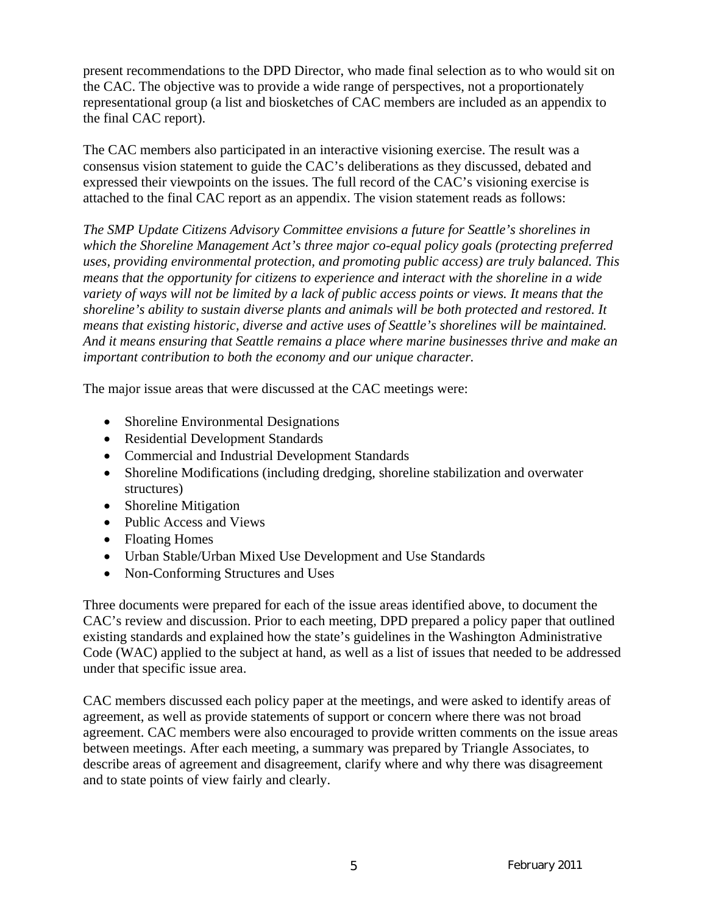present recommendations to the DPD Director, who made final selection as to who would sit on the CAC. The objective was to provide a wide range of perspectives, not a proportionately representational group (a list and biosketches of CAC members are included as an appendix to the final CAC report).

The CAC members also participated in an interactive visioning exercise. The result was a consensus vision statement to guide the CAC's deliberations as they discussed, debated and expressed their viewpoints on the issues. The full record of the CAC's visioning exercise is attached to the final CAC report as an appendix. The vision statement reads as follows:

*The SMP Update Citizens Advisory Committee envisions a future for Seattle's shorelines in which the Shoreline Management Act's three major co-equal policy goals (protecting preferred uses, providing environmental protection, and promoting public access) are truly balanced. This means that the opportunity for citizens to experience and interact with the shoreline in a wide variety of ways will not be limited by a lack of public access points or views. It means that the shoreline's ability to sustain diverse plants and animals will be both protected and restored. It means that existing historic, diverse and active uses of Seattle's shorelines will be maintained. And it means ensuring that Seattle remains a place where marine businesses thrive and make an important contribution to both the economy and our unique character.*

The major issue areas that were discussed at the CAC meetings were:

- Shoreline Environmental Designations
- Residential Development Standards
- Commercial and Industrial Development Standards
- Shoreline Modifications (including dredging, shoreline stabilization and overwater structures)
- Shoreline Mitigation
- Public Access and Views
- Floating Homes
- Urban Stable/Urban Mixed Use Development and Use Standards
- Non-Conforming Structures and Uses

Three documents were prepared for each of the issue areas identified above, to document the CAC's review and discussion. Prior to each meeting, DPD prepared a policy paper that outlined existing standards and explained how the state's guidelines in the Washington Administrative Code (WAC) applied to the subject at hand, as well as a list of issues that needed to be addressed under that specific issue area.

CAC members discussed each policy paper at the meetings, and were asked to identify areas of agreement, as well as provide statements of support or concern where there was not broad agreement. CAC members were also encouraged to provide written comments on the issue areas between meetings. After each meeting, a summary was prepared by Triangle Associates, to describe areas of agreement and disagreement, clarify where and why there was disagreement and to state points of view fairly and clearly.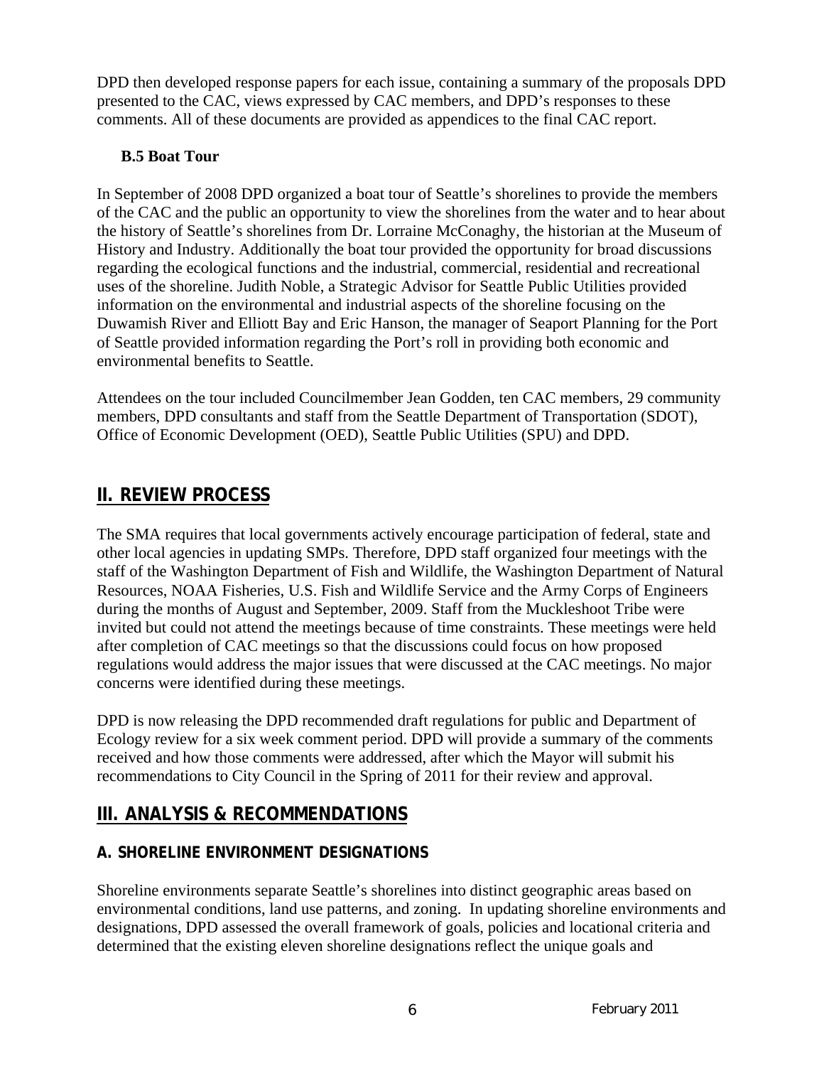DPD then developed response papers for each issue, containing a summary of the proposals DPD presented to the CAC, views expressed by CAC members, and DPD's responses to these comments. All of these documents are provided as appendices to the final CAC report.

### B.5 Boat Tour

In September of 2008 DPD organized a boat tour of Seattle's shorelines to provide the members of the CAC and the public an opportunity to view the shorelines from the water and to hear about the history of Seattle's shorelines from Dr. Lorraine McConaghy, the historian at the Museum of History and Industry. Additionally the boat tour provided the opportunity for broad discussions regarding the ecological functions and the industrial, commercial, residential and recreational uses of the shoreline. Judith Noble, a Strategic Advisor for Seattle Public Utilities provided information on the environmental and industrial aspects of the shoreline focusing on the Duwamish River and Elliott Bay and Eric Hanson, the manager of Seaport Planning for the Port of Seattle provided information regarding the Port's roll in providing both economic and environmental benefits to Seattle.

Attendees on the tour included Councilmember Jean Godden, ten CAC members, 29 community members, DPD consultants and staff from the Seattle Department of Transportation (SDOT), Office of Economic Development (OED), Seattle Public Utilities (SPU) and DPD.

## II. REVIEW PROCESS

The SMA requires that local governments actively encourage participation of federal, state and other local agencies in updating SMPs. Therefore, DPD staff organized four meetings with the staff of the Washington Department of Fish and Wildlife, the Washington Department of Natural Resources, NOAA Fisheries, U.S. Fish and Wildlife Service and the Army Corps of Engineers during the months of August and September, 2009. Staff from the Muckleshoot Tribe were invited but could not attend the meetings because of time constraints. These meetings were held after completion of CAC meetings so that the discussions could focus on how proposed regulations would address the major issues that were discussed at the CAC meetings. No major concerns were identified during these meetings.

DPD is now releasing the DPD recommended draft regulations for public and Department of Ecology review for a six week comment period. DPD will provide a summary of the comments received and how those comments were addressed, after which the Mayor will submit his recommendations to City Council in the Spring of 2011 for their review and approval.

## III. ANALYSIS & RECOMMENDATIONS

### A. SHORELINE ENVIRONMENT DESIGNATIONS

Shoreline environments separate Seattle's shorelines into distinct geographic areas based on environmental conditions, land use patterns, and zoning. In updating shoreline environments and designations, DPD assessed the overall framework of goals, policies and locational criteria and determined that the existing eleven shoreline designations reflect the unique goals and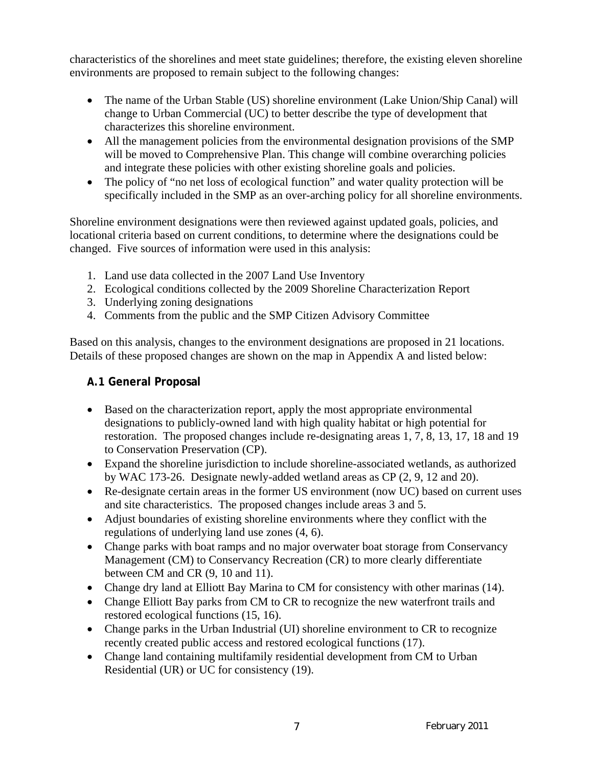characteristics of the shorelines and meet state guidelines; therefore, the existing eleven shoreline environments are proposed to remain subject to the following changes:

- The name of the Urban Stable (US) shoreline environment (Lake Union/Ship Canal) will change to Urban Commercial (UC) to better describe the type of development that characterizes this shoreline environment.
- All the management policies from the environmental designation provisions of the SMP will be moved to Comprehensive Plan. This change will combine overarching policies and integrate these policies with other existing shoreline goals and policies.
- The policy of "no net loss of ecological function" and water quality protection will be specifically included in the SMP as an over-arching policy for all shoreline environments.

Shoreline environment designations were then reviewed against updated goals, policies, and locational criteria based on current conditions, to determine where the designations could be changed. Five sources of information were used in this analysis:

1. Land use data collected in the 2007 Land Use Inventory
2. Ecological conditions collected by the 2009 Shoreline Characterization Report
3. Underlying zoning designations
4. Comments from the public and the SMP Citizen Advisory Committee

Based on this analysis, changes to the environment designations are proposed in 21 locations. Details of these proposed changes are shown on the map in Appendix A and listed below:

### A.1 General Proposal

- Based on the characterization report, apply the most appropriate environmental designations to publicly-owned land with high quality habitat or high potential for restoration. The proposed changes include re-designating areas 1, 7, 8, 13, 17, 18 and 19 to Conservation Preservation (CP).
- Expand the shoreline jurisdiction to include shoreline-associated wetlands, as authorized by WAC 173-26. Designate newly-added wetland areas as CP (2, 9, 12 and 20).
- Re-designate certain areas in the former US environment (now UC) based on current uses and site characteristics. The proposed changes include areas 3 and 5.
- Adjust boundaries of existing shoreline environments where they conflict with the regulations of underlying land use zones (4, 6).
- Change parks with boat ramps and no major overwater boat storage from Conservancy Management (CM) to Conservancy Recreation (CR) to more clearly differentiate between CM and CR (9, 10 and 11).
- Change dry land at Elliott Bay Marina to CM for consistency with other marinas (14).
- Change Elliott Bay parks from CM to CR to recognize the new waterfront trails and restored ecological functions (15, 16).
- Change parks in the Urban Industrial (UI) shoreline environment to CR to recognize recently created public access and restored ecological functions (17).
- Change land containing multifamily residential development from CM to Urban Residential (UR) or UC for consistency (19).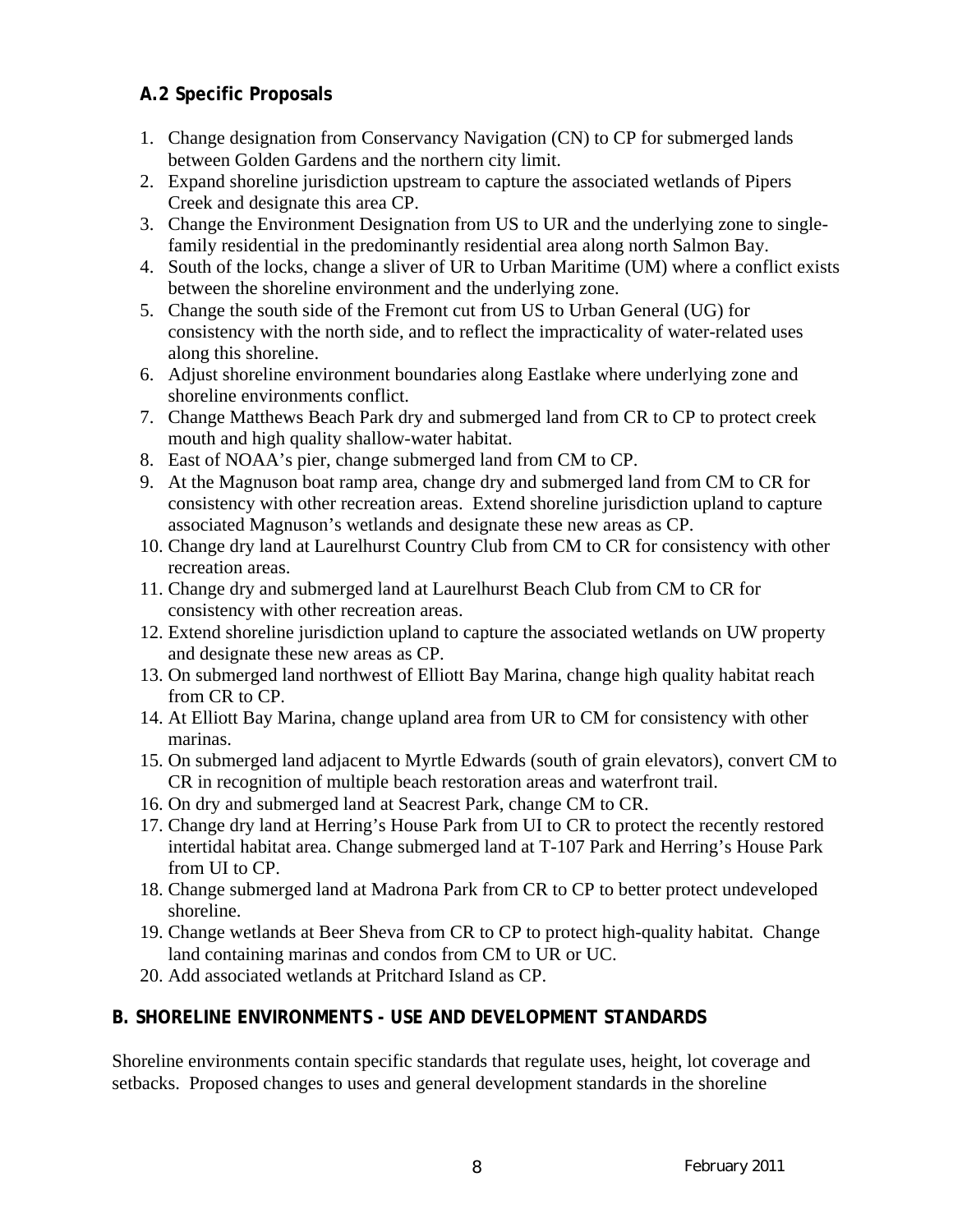### A.2 Specific Proposals

1. Change designation from Conservancy Navigation (CN) to CP for submerged lands between Golden Gardens and the northern city limit.
2. Expand shoreline jurisdiction upstream to capture the associated wetlands of Pipers Creek and designate this area CP.
3. Change the Environment Designation from US to UR and the underlying zone to single-family residential in the predominantly residential area along north Salmon Bay.
4. South of the locks, change a sliver of UR to Urban Maritime (UM) where a conflict exists between the shoreline environment and the underlying zone.
5. Change the south side of the Fremont cut from US to Urban General (UG) for consistency with the north side, and to reflect the impracticality of water-related uses along this shoreline.
6. Adjust shoreline environment boundaries along Eastlake where underlying zone and shoreline environments conflict.
7. Change Matthews Beach Park dry and submerged land from CR to CP to protect creek mouth and high quality shallow-water habitat.
8. East of NOAA's pier, change submerged land from CM to CP.
9. At the Magnuson boat ramp area, change dry and submerged land from CM to CR for consistency with other recreation areas. Extend shoreline jurisdiction upland to capture associated Magnuson's wetlands and designate these new areas as CP.
10. Change dry land at Laurelhurst Country Club from CM to CR for consistency with other recreation areas.
11. Change dry and submerged land at Laurelhurst Beach Club from CM to CR for consistency with other recreation areas.
12. Extend shoreline jurisdiction upland to capture the associated wetlands on UW property and designate these new areas as CP.
13. On submerged land northwest of Elliott Bay Marina, change high quality habitat reach from CR to CP.
14. At Elliott Bay Marina, change upland area from UR to CM for consistency with other marinas.
15. On submerged land adjacent to Myrtle Edwards (south of grain elevators), convert CM to CR in recognition of multiple beach restoration areas and waterfront trail.
16. On dry and submerged land at Seacrest Park, change CM to CR.
17. Change dry land at Herring's House Park from UI to CR to protect the recently restored intertidal habitat area. Change submerged land at T-107 Park and Herring's House Park from UI to CP.
18. Change submerged land at Madrona Park from CR to CP to better protect undeveloped shoreline.
19. Change wetlands at Beer Sheva from CR to CP to protect high-quality habitat. Change land containing marinas and condos from CM to UR or UC.
20. Add associated wetlands at Pritchard Island as CP.

## B. SHORELINE ENVIRONMENTS - USE AND DEVELOPMENT STANDARDS

Shoreline environments contain specific standards that regulate uses, height, lot coverage and setbacks. Proposed changes to uses and general development standards in the shoreline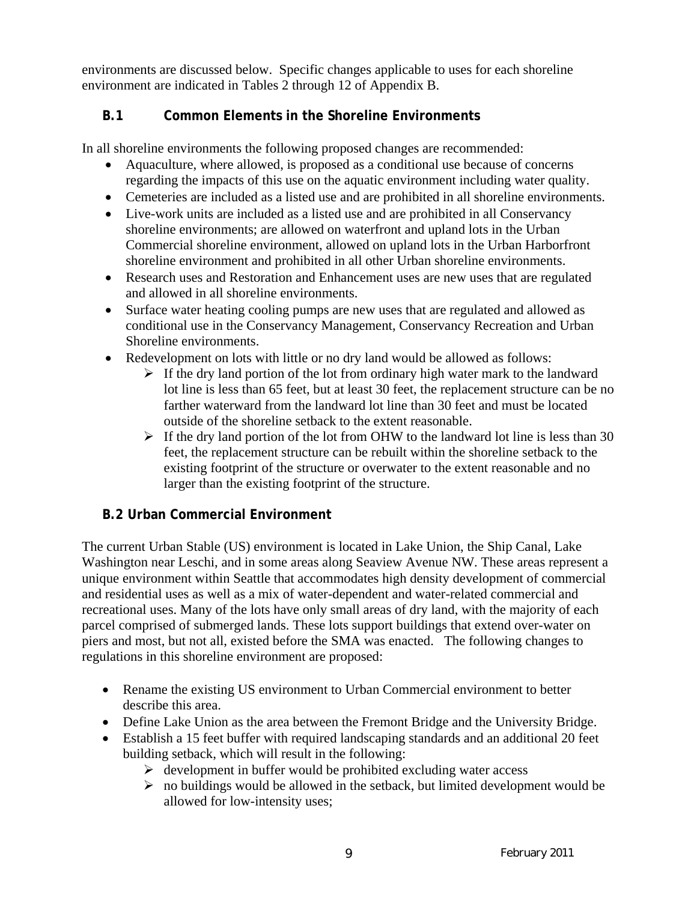environments are discussed below. Specific changes applicable to uses for each shoreline environment are indicated in Tables 2 through 12 of Appendix B.

### B.1 Common Elements in the Shoreline Environments

In all shoreline environments the following proposed changes are recommended:

- Aquaculture, where allowed, is proposed as a conditional use because of concerns regarding the impacts of this use on the aquatic environment including water quality.
- Cemeteries are included as a listed use and are prohibited in all shoreline environments.
- Live-work units are included as a listed use and are prohibited in all Conservancy shoreline environments; are allowed on waterfront and upland lots in the Urban Commercial shoreline environment, allowed on upland lots in the Urban Harborfront shoreline environment and prohibited in all other Urban shoreline environments.
- Research uses and Restoration and Enhancement uses are new uses that are regulated and allowed in all shoreline environments.
- Surface water heating cooling pumps are new uses that are regulated and allowed as conditional use in the Conservancy Management, Conservancy Recreation and Urban Shoreline environments.
- Redevelopment on lots with little or no dry land would be allowed as follows:
  - If the dry land portion of the lot from ordinary high water mark to the landward lot line is less than 65 feet, but at least 30 feet, the replacement structure can be no farther waterward from the landward lot line than 30 feet and must be located outside of the shoreline setback to the extent reasonable.
  - If the dry land portion of the lot from OHW to the landward lot line is less than 30 feet, the replacement structure can be rebuilt within the shoreline setback to the existing footprint of the structure or overwater to the extent reasonable and no larger than the existing footprint of the structure.

### B.2 Urban Commercial Environment

The current Urban Stable (US) environment is located in Lake Union, the Ship Canal, Lake Washington near Leschi, and in some areas along Seaview Avenue NW. These areas represent a unique environment within Seattle that accommodates high density development of commercial and residential uses as well as a mix of water-dependent and water-related commercial and recreational uses. Many of the lots have only small areas of dry land, with the majority of each parcel comprised of submerged lands. These lots support buildings that extend over-water on piers and most, but not all, existed before the SMA was enacted. The following changes to regulations in this shoreline environment are proposed:

- Rename the existing US environment to Urban Commercial environment to better describe this area.
- Define Lake Union as the area between the Fremont Bridge and the University Bridge.
- Establish a 15 feet buffer with required landscaping standards and an additional 20 feet building setback, which will result in the following:
  - development in buffer would be prohibited excluding water access
  - no buildings would be allowed in the setback, but limited development would be allowed for low-intensity uses;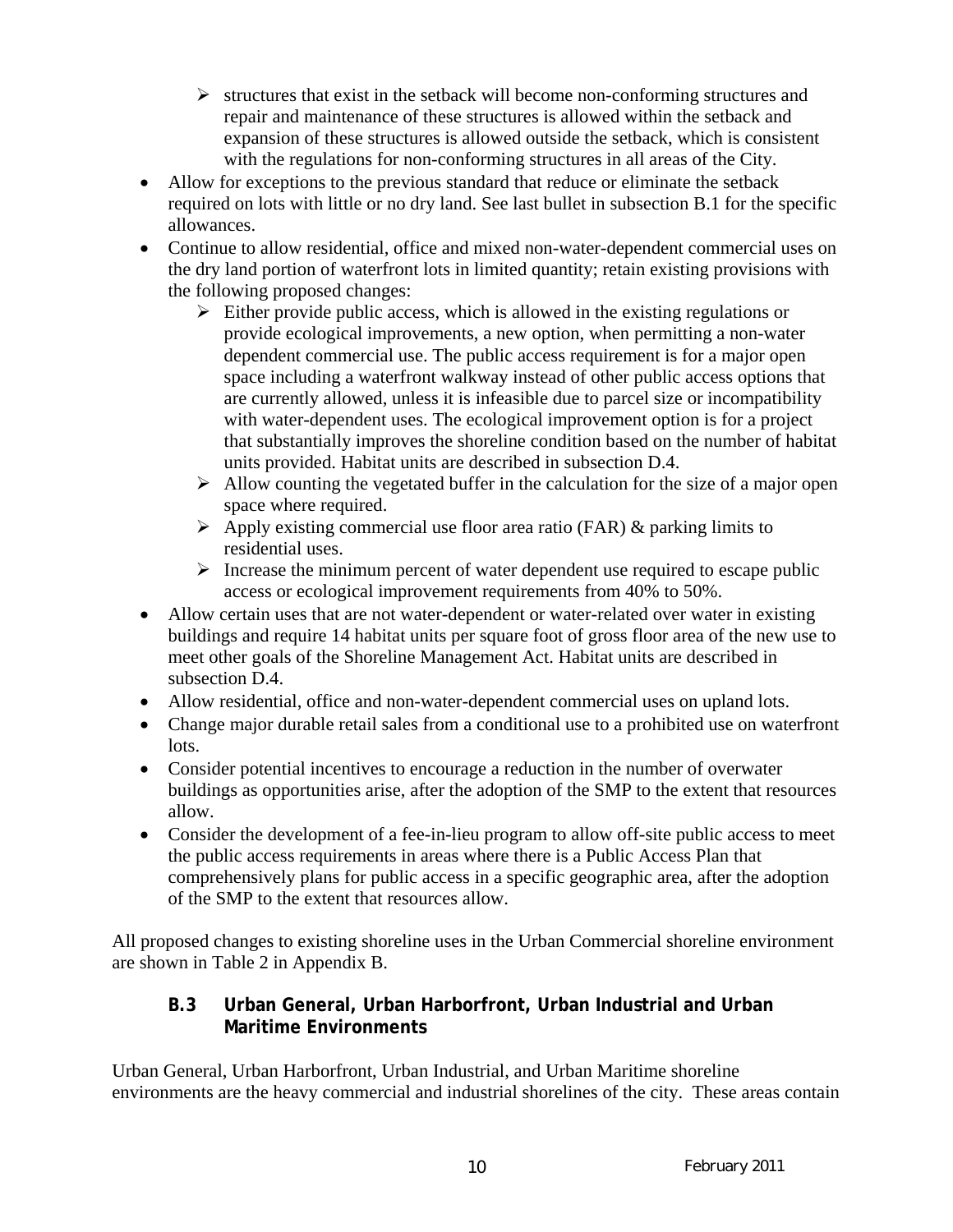- structures that exist in the setback will become non-conforming structures and repair and maintenance of these structures is allowed within the setback and expansion of these structures is allowed outside the setback, which is consistent with the regulations for non-conforming structures in all areas of the City.
- Allow for exceptions to the previous standard that reduce or eliminate the setback required on lots with little or no dry land. See last bullet in subsection B.1 for the specific allowances.
- Continue to allow residential, office and mixed non-water-dependent commercial uses on the dry land portion of waterfront lots in limited quantity; retain existing provisions with the following proposed changes:
  - Either provide public access, which is allowed in the existing regulations or provide ecological improvements, a new option, when permitting a non-water dependent commercial use. The public access requirement is for a major open space including a waterfront walkway instead of other public access options that are currently allowed, unless it is infeasible due to parcel size or incompatibility with water-dependent uses. The ecological improvement option is for a project that substantially improves the shoreline condition based on the number of habitat units provided. Habitat units are described in subsection D.4.
  - Allow counting the vegetated buffer in the calculation for the size of a major open space where required.
  - Apply existing commercial use floor area ratio (FAR) & parking limits to residential uses.
  - Increase the minimum percent of water dependent use required to escape public access or ecological improvement requirements from 40% to 50%.
- Allow certain uses that are not water-dependent or water-related over water in existing buildings and require 14 habitat units per square foot of gross floor area of the new use to meet other goals of the Shoreline Management Act. Habitat units are described in subsection D.4.
- Allow residential, office and non-water-dependent commercial uses on upland lots.
- Change major durable retail sales from a conditional use to a prohibited use on waterfront lots.
- Consider potential incentives to encourage a reduction in the number of overwater buildings as opportunities arise, after the adoption of the SMP to the extent that resources allow.
- Consider the development of a fee-in-lieu program to allow off-site public access to meet the public access requirements in areas where there is a Public Access Plan that comprehensively plans for public access in a specific geographic area, after the adoption of the SMP to the extent that resources allow.

All proposed changes to existing shoreline uses in the Urban Commercial shoreline environment are shown in Table 2 in Appendix B.

### B.3 Urban General, Urban Harborfront, Urban Industrial and Urban Maritime Environments

Urban General, Urban Harborfront, Urban Industrial, and Urban Maritime shoreline environments are the heavy commercial and industrial shorelines of the city. These areas contain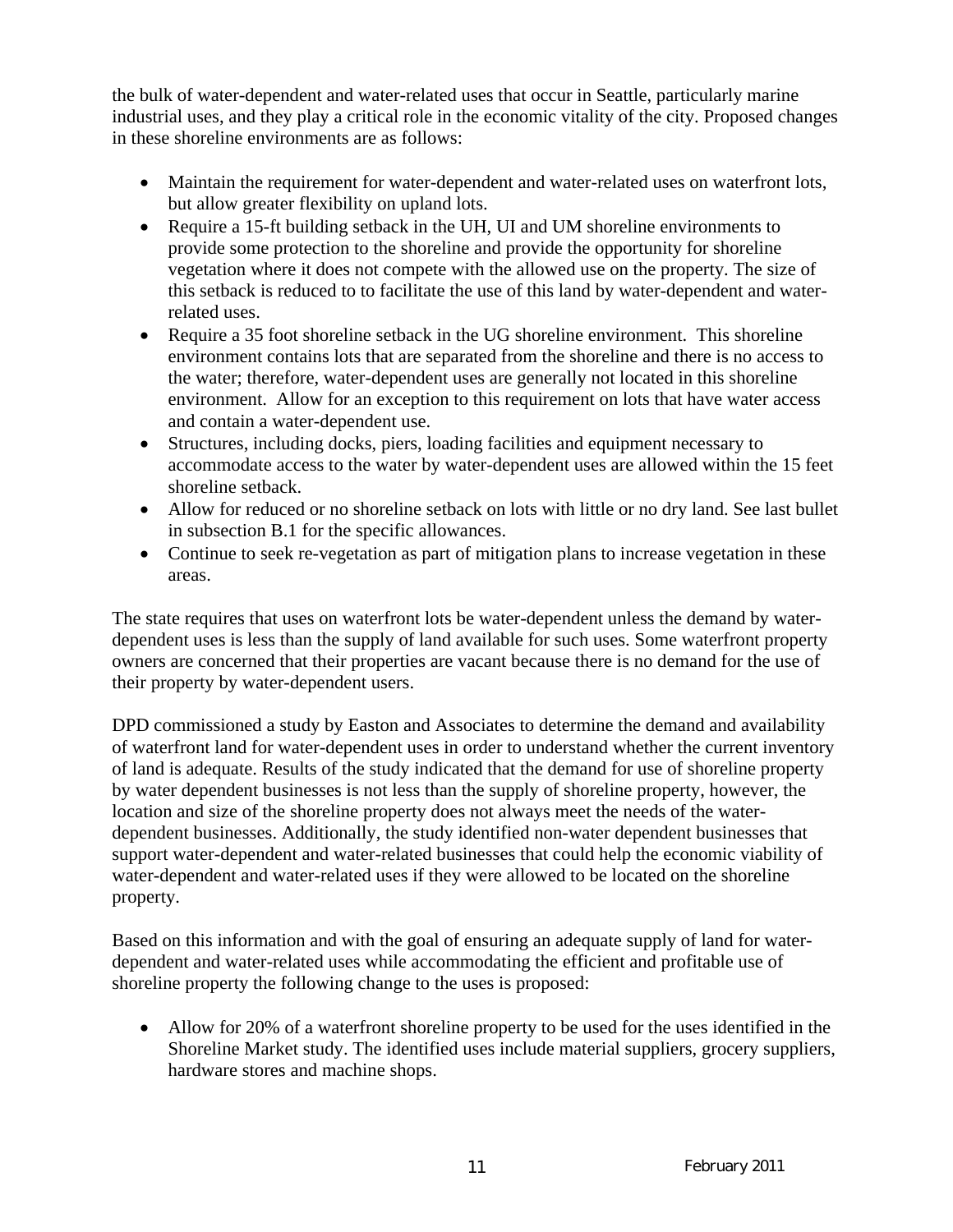the bulk of water-dependent and water-related uses that occur in Seattle, particularly marine industrial uses, and they play a critical role in the economic vitality of the city. Proposed changes in these shoreline environments are as follows:

- Maintain the requirement for water-dependent and water-related uses on waterfront lots, but allow greater flexibility on upland lots.
- Require a 15-ft building setback in the UH, UI and UM shoreline environments to provide some protection to the shoreline and provide the opportunity for shoreline vegetation where it does not compete with the allowed use on the property. The size of this setback is reduced to to facilitate the use of this land by water-dependent and water-related uses.
- Require a 35 foot shoreline setback in the UG shoreline environment. This shoreline environment contains lots that are separated from the shoreline and there is no access to the water; therefore, water-dependent uses are generally not located in this shoreline environment. Allow for an exception to this requirement on lots that have water access and contain a water-dependent use.
- Structures, including docks, piers, loading facilities and equipment necessary to accommodate access to the water by water-dependent uses are allowed within the 15 feet shoreline setback.
- Allow for reduced or no shoreline setback on lots with little or no dry land. See last bullet in subsection B.1 for the specific allowances.
- Continue to seek re-vegetation as part of mitigation plans to increase vegetation in these areas.

The state requires that uses on waterfront lots be water-dependent unless the demand by water-dependent uses is less than the supply of land available for such uses. Some waterfront property owners are concerned that their properties are vacant because there is no demand for the use of their property by water-dependent users.

DPD commissioned a study by Easton and Associates to determine the demand and availability of waterfront land for water-dependent uses in order to understand whether the current inventory of land is adequate. Results of the study indicated that the demand for use of shoreline property by water dependent businesses is not less than the supply of shoreline property, however, the location and size of the shoreline property does not always meet the needs of the water-dependent businesses. Additionally, the study identified non-water dependent businesses that support water-dependent and water-related businesses that could help the economic viability of water-dependent and water-related uses if they were allowed to be located on the shoreline property.

Based on this information and with the goal of ensuring an adequate supply of land for water-dependent and water-related uses while accommodating the efficient and profitable use of shoreline property the following change to the uses is proposed:

- Allow for 20% of a waterfront shoreline property to be used for the uses identified in the Shoreline Market study. The identified uses include material suppliers, grocery suppliers, hardware stores and machine shops.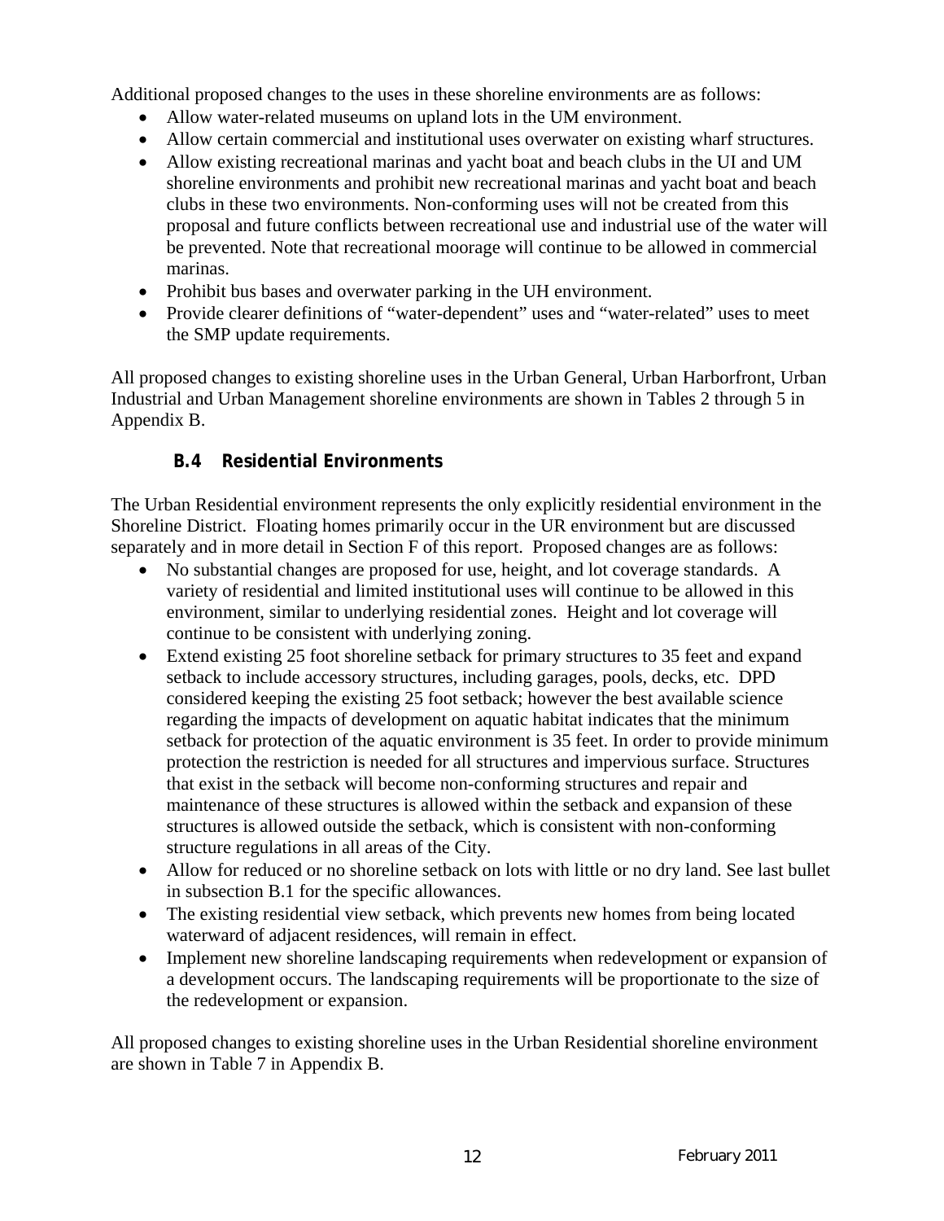Additional proposed changes to the uses in these shoreline environments are as follows:

- Allow water-related museums on upland lots in the UM environment.
- Allow certain commercial and institutional uses overwater on existing wharf structures.
- Allow existing recreational marinas and yacht boat and beach clubs in the UI and UM shoreline environments and prohibit new recreational marinas and yacht boat and beach clubs in these two environments. Non-conforming uses will not be created from this proposal and future conflicts between recreational use and industrial use of the water will be prevented. Note that recreational moorage will continue to be allowed in commercial marinas.
- Prohibit bus bases and overwater parking in the UH environment.
- Provide clearer definitions of "water-dependent" uses and "water-related" uses to meet the SMP update requirements.

All proposed changes to existing shoreline uses in the Urban General, Urban Harborfront, Urban Industrial and Urban Management shoreline environments are shown in Tables 2 through 5 in Appendix B.

### B.4 Residential Environments

The Urban Residential environment represents the only explicitly residential environment in the Shoreline District. Floating homes primarily occur in the UR environment but are discussed separately and in more detail in Section F of this report. Proposed changes are as follows:

- No substantial changes are proposed for use, height, and lot coverage standards. A variety of residential and limited institutional uses will continue to be allowed in this environment, similar to underlying residential zones. Height and lot coverage will continue to be consistent with underlying zoning.
- Extend existing 25 foot shoreline setback for primary structures to 35 feet and expand setback to include accessory structures, including garages, pools, decks, etc. DPD considered keeping the existing 25 foot setback; however the best available science regarding the impacts of development on aquatic habitat indicates that the minimum setback for protection of the aquatic environment is 35 feet. In order to provide minimum protection the restriction is needed for all structures and impervious surface. Structures that exist in the setback will become non-conforming structures and repair and maintenance of these structures is allowed within the setback and expansion of these structures is allowed outside the setback, which is consistent with non-conforming structure regulations in all areas of the City.
- Allow for reduced or no shoreline setback on lots with little or no dry land. See last bullet in subsection B.1 for the specific allowances.
- The existing residential view setback, which prevents new homes from being located waterward of adjacent residences, will remain in effect.
- Implement new shoreline landscaping requirements when redevelopment or expansion of a development occurs. The landscaping requirements will be proportionate to the size of the redevelopment or expansion.

All proposed changes to existing shoreline uses in the Urban Residential shoreline environment are shown in Table 7 in Appendix B.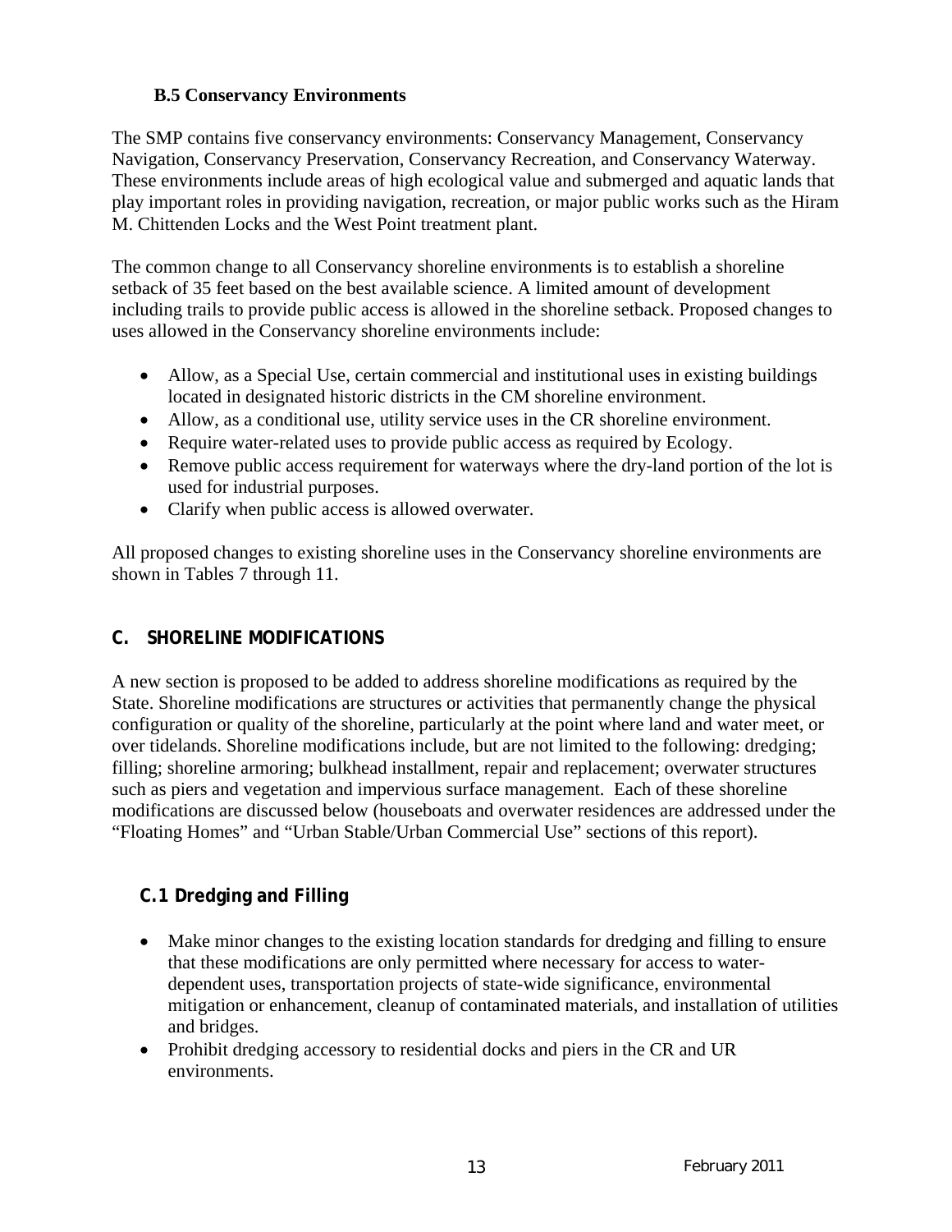### B.5 Conservancy Environments

The SMP contains five conservancy environments: Conservancy Management, Conservancy Navigation, Conservancy Preservation, Conservancy Recreation, and Conservancy Waterway. These environments include areas of high ecological value and submerged and aquatic lands that play important roles in providing navigation, recreation, or major public works such as the Hiram M. Chittenden Locks and the West Point treatment plant.

The common change to all Conservancy shoreline environments is to establish a shoreline setback of 35 feet based on the best available science. A limited amount of development including trails to provide public access is allowed in the shoreline setback. Proposed changes to uses allowed in the Conservancy shoreline environments include:

- Allow, as a Special Use, certain commercial and institutional uses in existing buildings located in designated historic districts in the CM shoreline environment.
- Allow, as a conditional use, utility service uses in the CR shoreline environment.
- Require water-related uses to provide public access as required by Ecology.
- Remove public access requirement for waterways where the dry-land portion of the lot is used for industrial purposes.
- Clarify when public access is allowed overwater.

All proposed changes to existing shoreline uses in the Conservancy shoreline environments are shown in Tables 7 through 11.

## C. SHORELINE MODIFICATIONS

A new section is proposed to be added to address shoreline modifications as required by the State. Shoreline modifications are structures or activities that permanently change the physical configuration or quality of the shoreline, particularly at the point where land and water meet, or over tidelands. Shoreline modifications include, but are not limited to the following: dredging; filling; shoreline armoring; bulkhead installment, repair and replacement; overwater structures such as piers and vegetation and impervious surface management. Each of these shoreline modifications are discussed below (houseboats and overwater residences are addressed under the "Floating Homes" and "Urban Stable/Urban Commercial Use" sections of this report).

### C.1 Dredging and Filling

- Make minor changes to the existing location standards for dredging and filling to ensure that these modifications are only permitted where necessary for access to water-dependent uses, transportation projects of state-wide significance, environmental mitigation or enhancement, cleanup of contaminated materials, and installation of utilities and bridges.
- Prohibit dredging accessory to residential docks and piers in the CR and UR environments.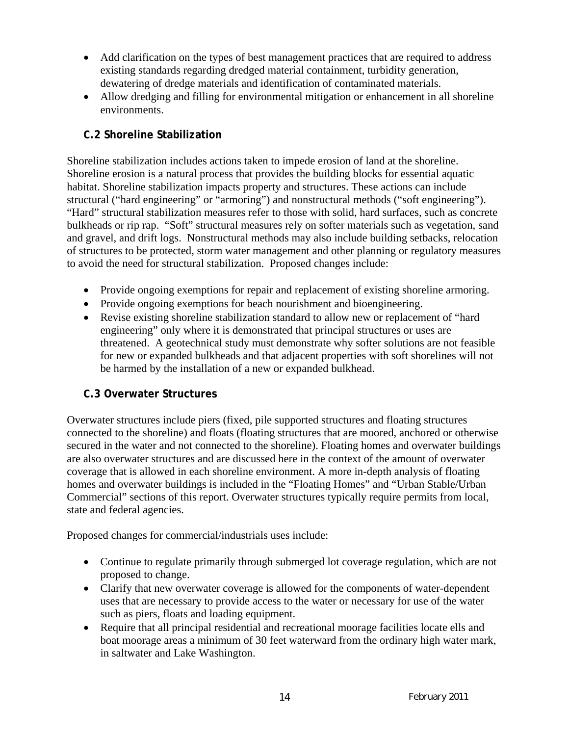- Add clarification on the types of best management practices that are required to address existing standards regarding dredged material containment, turbidity generation, dewatering of dredge materials and identification of contaminated materials.
- Allow dredging and filling for environmental mitigation or enhancement in all shoreline environments.

### C.2 Shoreline Stabilization

Shoreline stabilization includes actions taken to impede erosion of land at the shoreline. Shoreline erosion is a natural process that provides the building blocks for essential aquatic habitat. Shoreline stabilization impacts property and structures. These actions can include structural ("hard engineering" or "armoring") and nonstructural methods ("soft engineering"). "Hard" structural stabilization measures refer to those with solid, hard surfaces, such as concrete bulkheads or rip rap. "Soft" structural measures rely on softer materials such as vegetation, sand and gravel, and drift logs. Nonstructural methods may also include building setbacks, relocation of structures to be protected, storm water management and other planning or regulatory measures to avoid the need for structural stabilization. Proposed changes include:

- Provide ongoing exemptions for repair and replacement of existing shoreline armoring.
- Provide ongoing exemptions for beach nourishment and bioengineering.
- Revise existing shoreline stabilization standard to allow new or replacement of "hard engineering" only where it is demonstrated that principal structures or uses are threatened. A geotechnical study must demonstrate why softer solutions are not feasible for new or expanded bulkheads and that adjacent properties with soft shorelines will not be harmed by the installation of a new or expanded bulkhead.

### C.3 Overwater Structures

Overwater structures include piers (fixed, pile supported structures and floating structures connected to the shoreline) and floats (floating structures that are moored, anchored or otherwise secured in the water and not connected to the shoreline). Floating homes and overwater buildings are also overwater structures and are discussed here in the context of the amount of overwater coverage that is allowed in each shoreline environment. A more in-depth analysis of floating homes and overwater buildings is included in the "Floating Homes" and "Urban Stable/Urban Commercial" sections of this report. Overwater structures typically require permits from local, state and federal agencies.

Proposed changes for commercial/industrials uses include:

- Continue to regulate primarily through submerged lot coverage regulation, which are not proposed to change.
- Clarify that new overwater coverage is allowed for the components of water-dependent uses that are necessary to provide access to the water or necessary for use of the water such as piers, floats and loading equipment.
- Require that all principal residential and recreational moorage facilities locate ells and boat moorage areas a minimum of 30 feet waterward from the ordinary high water mark, in saltwater and Lake Washington.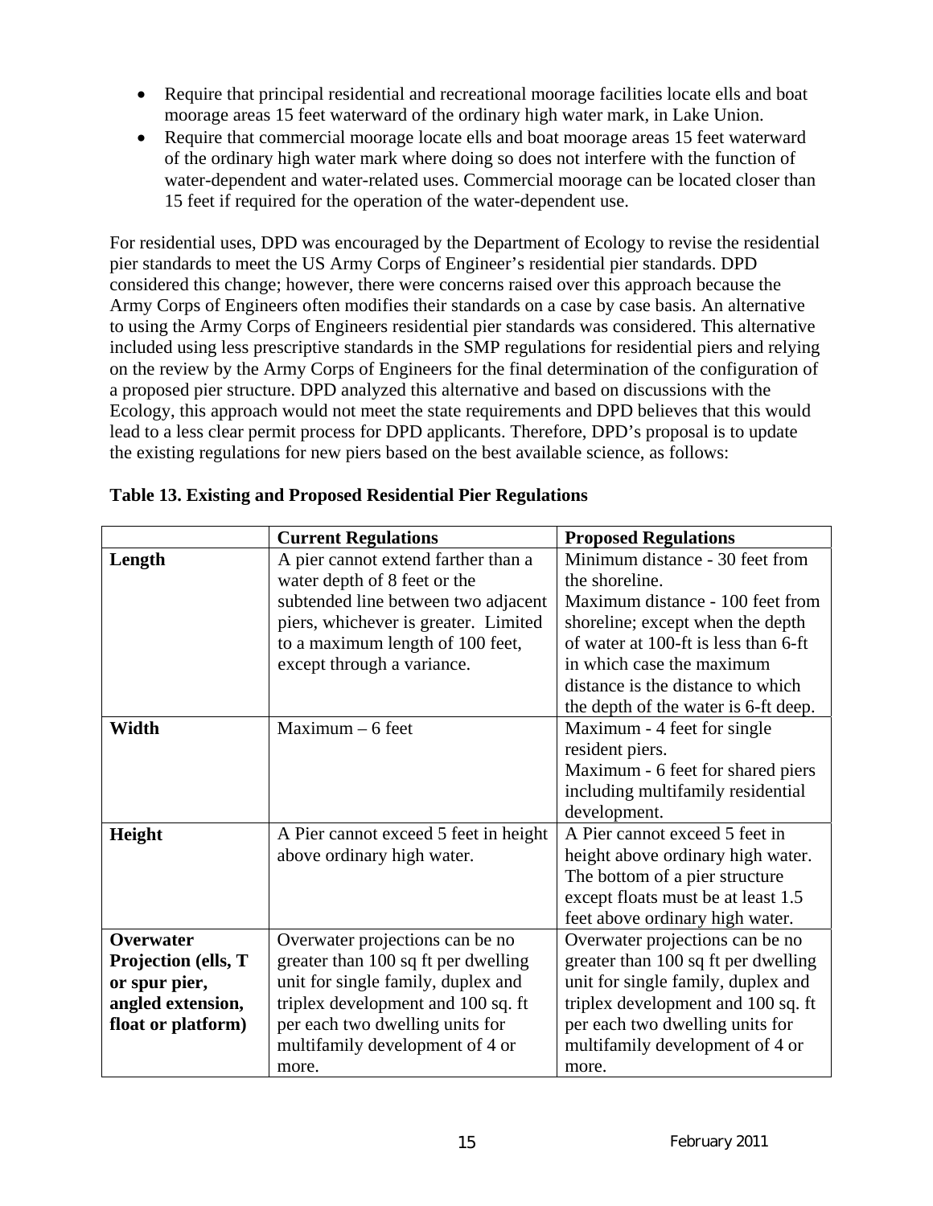- Require that principal residential and recreational moorage facilities locate ells and boat moorage areas 15 feet waterward of the ordinary high water mark, in Lake Union.
- Require that commercial moorage locate ells and boat moorage areas 15 feet waterward of the ordinary high water mark where doing so does not interfere with the function of water-dependent and water-related uses. Commercial moorage can be located closer than 15 feet if required for the operation of the water-dependent use.

For residential uses, DPD was encouraged by the Department of Ecology to revise the residential pier standards to meet the US Army Corps of Engineer's residential pier standards. DPD considered this change; however, there were concerns raised over this approach because the Army Corps of Engineers often modifies their standards on a case by case basis. An alternative to using the Army Corps of Engineers residential pier standards was considered. This alternative included using less prescriptive standards in the SMP regulations for residential piers and relying on the review by the Army Corps of Engineers for the final determination of the configuration of a proposed pier structure. DPD analyzed this alternative and based on discussions with the Ecology, this approach would not meet the state requirements and DPD believes that this would lead to a less clear permit process for DPD applicants. Therefore, DPD's proposal is to update the existing regulations for new piers based on the best available science, as follows:

**Table 13. Existing and Proposed Residential Pier Regulations**

| | **Current Regulations** | **Proposed Regulations** |
|---|---|---|
| **Length** | A pier cannot extend farther than a water depth of 8 feet or the subtended line between two adjacent piers, whichever is greater. Limited to a maximum length of 100 feet, except through a variance. | Minimum distance - 30 feet from the shoreline.<br>Maximum distance - 100 feet from shoreline; except when the depth of water at 100-ft is less than 6-ft in which case the maximum distance is the distance to which the depth of the water is 6-ft deep. |
| **Width** | Maximum – 6 feet | Maximum - 4 feet for single resident piers.<br>Maximum - 6 feet for shared piers including multifamily residential development. |
| **Height** | A Pier cannot exceed 5 feet in height above ordinary high water. | A Pier cannot exceed 5 feet in height above ordinary high water. The bottom of a pier structure except floats must be at least 1.5 feet above ordinary high water. |
| **Overwater Projection (ells, T or spur pier, angled extension, float or platform)** | Overwater projections can be no greater than 100 sq ft per dwelling unit for single family, duplex and triplex development and 100 sq. ft per each two dwelling units for multifamily development of 4 or more. | Overwater projections can be no greater than 100 sq ft per dwelling unit for single family, duplex and triplex development and 100 sq. ft per each two dwelling units for multifamily development of 4 or more. |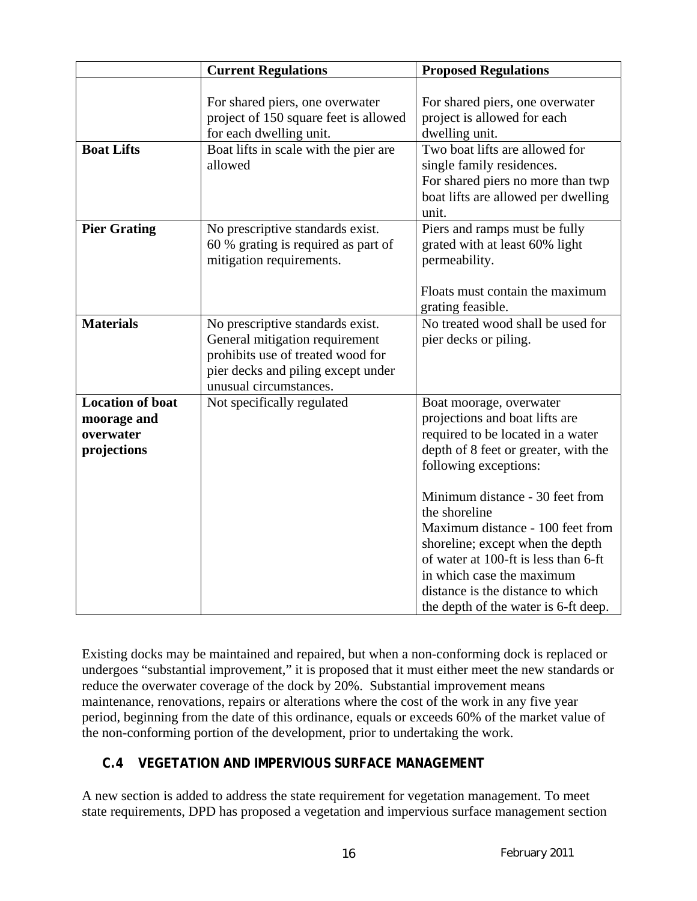| | Current Regulations | Proposed Regulations |
|---|---|---|
| | For shared piers, one overwater project of 150 square feet is allowed for each dwelling unit. | For shared piers, one overwater project is allowed for each dwelling unit. |
| **Boat Lifts** | Boat lifts in scale with the pier are allowed | Two boat lifts are allowed for single family residences.<br>For shared piers no more than twp boat lifts are allowed per dwelling unit. |
| **Pier Grating** | No prescriptive standards exist.<br>60 % grating is required as part of mitigation requirements. | Piers and ramps must be fully grated with at least 60% light permeability.<br><br>Floats must contain the maximum grating feasible. |
| **Materials** | No prescriptive standards exist. General mitigation requirement prohibits use of treated wood for pier decks and piling except under unusual circumstances. | No treated wood shall be used for pier decks or piling. |
| **Location of boat moorage and overwater projections** | Not specifically regulated | Boat moorage, overwater projections and boat lifts are required to be located in a water depth of 8 feet or greater, with the following exceptions:<br><br>Minimum distance - 30 feet from the shoreline<br>Maximum distance - 100 feet from shoreline; except when the depth of water at 100-ft is less than 6-ft in which case the maximum distance is the distance to which the depth of the water is 6-ft deep. |

Existing docks may be maintained and repaired, but when a non-conforming dock is replaced or undergoes "substantial improvement," it is proposed that it must either meet the new standards or reduce the overwater coverage of the dock by 20%. Substantial improvement means maintenance, renovations, repairs or alterations where the cost of the work in any five year period, beginning from the date of this ordinance, equals or exceeds 60% of the market value of the non-conforming portion of the development, prior to undertaking the work.

### C.4 VEGETATION AND IMPERVIOUS SURFACE MANAGEMENT

A new section is added to address the state requirement for vegetation management. To meet state requirements, DPD has proposed a vegetation and impervious surface management section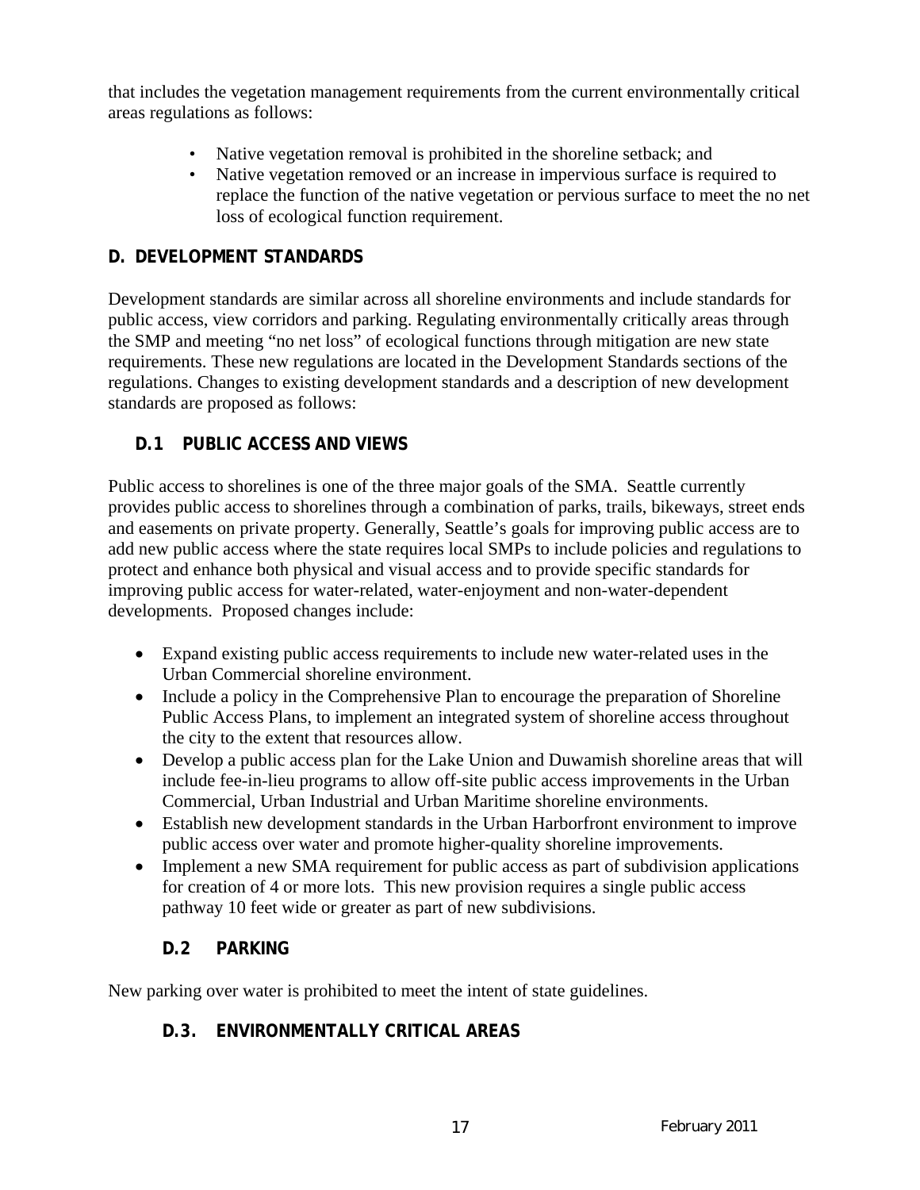that includes the vegetation management requirements from the current environmentally critical areas regulations as follows:

- Native vegetation removal is prohibited in the shoreline setback; and
- Native vegetation removed or an increase in impervious surface is required to replace the function of the native vegetation or pervious surface to meet the no net loss of ecological function requirement.

## D. DEVELOPMENT STANDARDS

Development standards are similar across all shoreline environments and include standards for public access, view corridors and parking. Regulating environmentally critically areas through the SMP and meeting "no net loss" of ecological functions through mitigation are new state requirements. These new regulations are located in the Development Standards sections of the regulations. Changes to existing development standards and a description of new development standards are proposed as follows:

### D.1 PUBLIC ACCESS AND VIEWS

Public access to shorelines is one of the three major goals of the SMA. Seattle currently provides public access to shorelines through a combination of parks, trails, bikeways, street ends and easements on private property. Generally, Seattle's goals for improving public access are to add new public access where the state requires local SMPs to include policies and regulations to protect and enhance both physical and visual access and to provide specific standards for improving public access for water-related, water-enjoyment and non-water-dependent developments. Proposed changes include:

- Expand existing public access requirements to include new water-related uses in the Urban Commercial shoreline environment.
- Include a policy in the Comprehensive Plan to encourage the preparation of Shoreline Public Access Plans, to implement an integrated system of shoreline access throughout the city to the extent that resources allow.
- Develop a public access plan for the Lake Union and Duwamish shoreline areas that will include fee-in-lieu programs to allow off-site public access improvements in the Urban Commercial, Urban Industrial and Urban Maritime shoreline environments.
- Establish new development standards in the Urban Harborfront environment to improve public access over water and promote higher-quality shoreline improvements.
- Implement a new SMA requirement for public access as part of subdivision applications for creation of 4 or more lots. This new provision requires a single public access pathway 10 feet wide or greater as part of new subdivisions.

### D.2 PARKING

New parking over water is prohibited to meet the intent of state guidelines.

### D.3. ENVIRONMENTALLY CRITICAL AREAS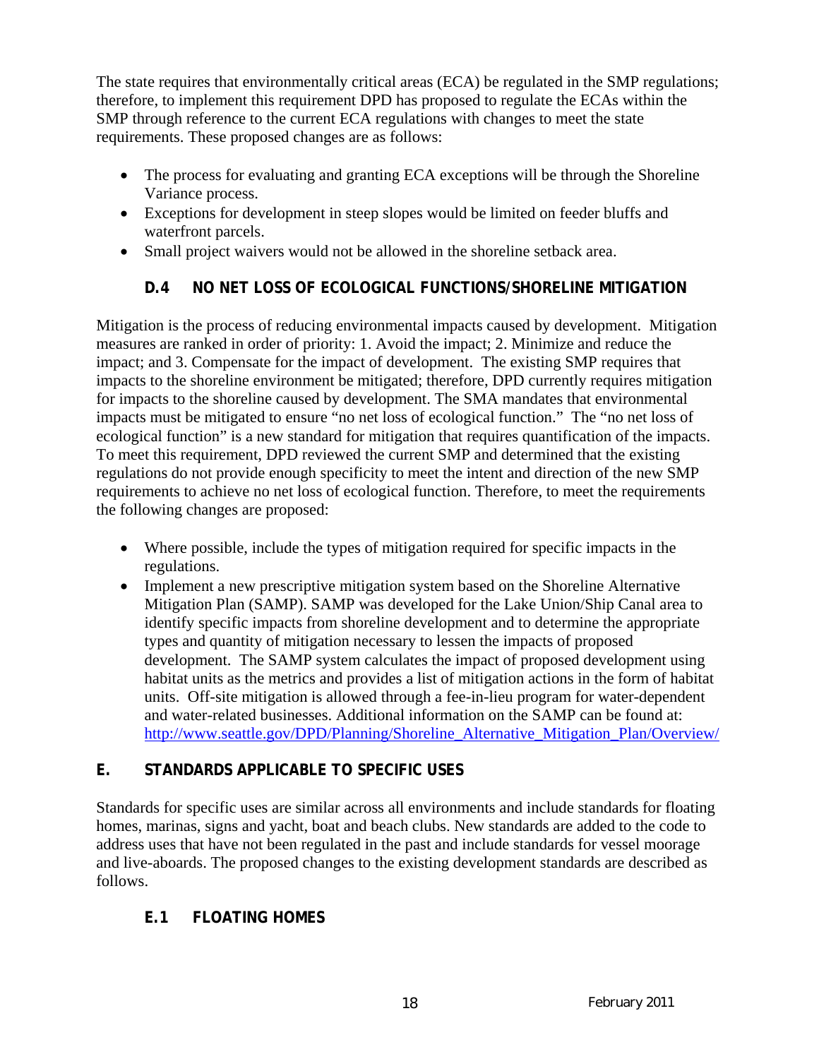The state requires that environmentally critical areas (ECA) be regulated in the SMP regulations; therefore, to implement this requirement DPD has proposed to regulate the ECAs within the SMP through reference to the current ECA regulations with changes to meet the state requirements. These proposed changes are as follows:

- The process for evaluating and granting ECA exceptions will be through the Shoreline Variance process.
- Exceptions for development in steep slopes would be limited on feeder bluffs and waterfront parcels.
- Small project waivers would not be allowed in the shoreline setback area.

### D.4 NO NET LOSS OF ECOLOGICAL FUNCTIONS/SHORELINE MITIGATION

Mitigation is the process of reducing environmental impacts caused by development. Mitigation measures are ranked in order of priority: 1. Avoid the impact; 2. Minimize and reduce the impact; and 3. Compensate for the impact of development. The existing SMP requires that impacts to the shoreline environment be mitigated; therefore, DPD currently requires mitigation for impacts to the shoreline caused by development. The SMA mandates that environmental impacts must be mitigated to ensure "no net loss of ecological function." The "no net loss of ecological function" is a new standard for mitigation that requires quantification of the impacts. To meet this requirement, DPD reviewed the current SMP and determined that the existing regulations do not provide enough specificity to meet the intent and direction of the new SMP requirements to achieve no net loss of ecological function. Therefore, to meet the requirements the following changes are proposed:

- Where possible, include the types of mitigation required for specific impacts in the regulations.
- Implement a new prescriptive mitigation system based on the Shoreline Alternative Mitigation Plan (SAMP). SAMP was developed for the Lake Union/Ship Canal area to identify specific impacts from shoreline development and to determine the appropriate types and quantity of mitigation necessary to lessen the impacts of proposed development. The SAMP system calculates the impact of proposed development using habitat units as the metrics and provides a list of mitigation actions in the form of habitat units. Off-site mitigation is allowed through a fee-in-lieu program for water-dependent and water-related businesses. Additional information on the SAMP can be found at: http://www.seattle.gov/DPD/Planning/Shoreline_Alternative_Mitigation_Plan/Overview/

## E. STANDARDS APPLICABLE TO SPECIFIC USES

Standards for specific uses are similar across all environments and include standards for floating homes, marinas, signs and yacht, boat and beach clubs. New standards are added to the code to address uses that have not been regulated in the past and include standards for vessel moorage and live-aboards. The proposed changes to the existing development standards are described as follows:

### E.1 FLOATING HOMES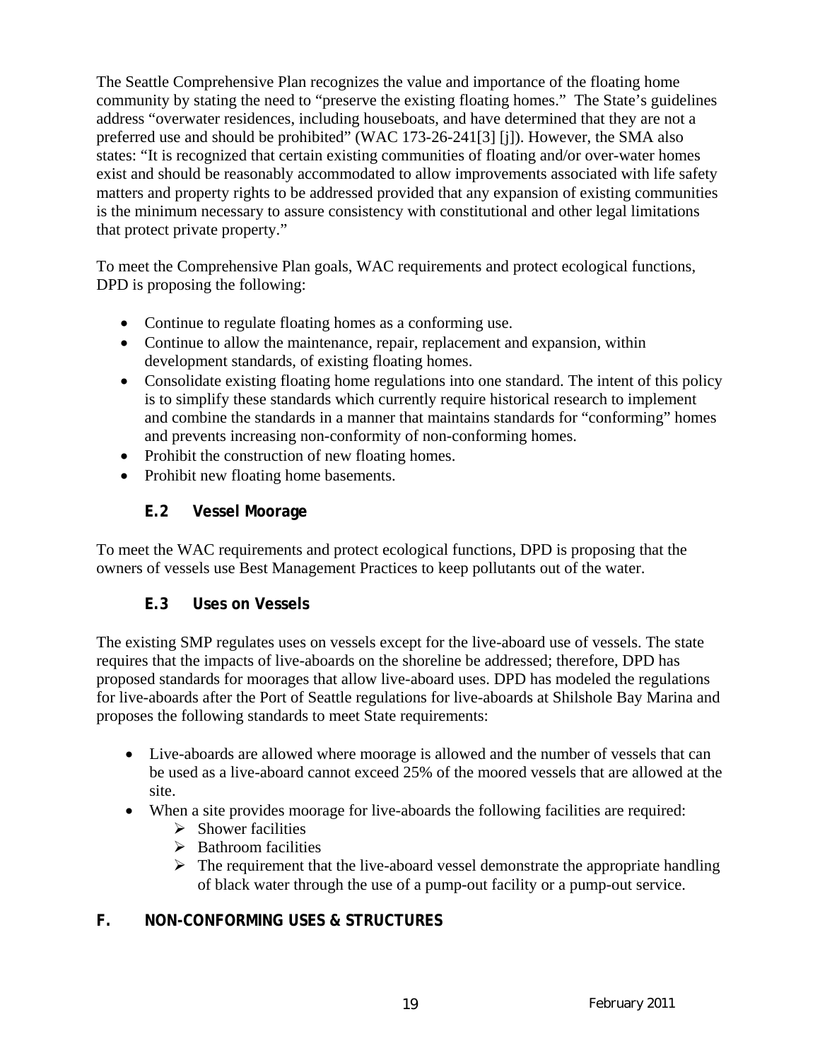The Seattle Comprehensive Plan recognizes the value and importance of the floating home community by stating the need to "preserve the existing floating homes." The State's guidelines address "overwater residences, including houseboats, and have determined that they are not a preferred use and should be prohibited" (WAC 173-26-241[3] [j]). However, the SMA also states: "It is recognized that certain existing communities of floating and/or over-water homes exist and should be reasonably accommodated to allow improvements associated with life safety matters and property rights to be addressed provided that any expansion of existing communities is the minimum necessary to assure consistency with constitutional and other legal limitations that protect private property."

To meet the Comprehensive Plan goals, WAC requirements and protect ecological functions, DPD is proposing the following:

- Continue to regulate floating homes as a conforming use.
- Continue to allow the maintenance, repair, replacement and expansion, within development standards, of existing floating homes.
- Consolidate existing floating home regulations into one standard. The intent of this policy is to simplify these standards which currently require historical research to implement and combine the standards in a manner that maintains standards for "conforming" homes and prevents increasing non-conformity of non-conforming homes.
- Prohibit the construction of new floating homes.
- Prohibit new floating home basements.

### E.2 Vessel Moorage

To meet the WAC requirements and protect ecological functions, DPD is proposing that the owners of vessels use Best Management Practices to keep pollutants out of the water.

### E.3 Uses on Vessels

The existing SMP regulates uses on vessels except for the live-aboard use of vessels. The state requires that the impacts of live-aboards on the shoreline be addressed; therefore, DPD has proposed standards for moorages that allow live-aboard uses. DPD has modeled the regulations for live-aboards after the Port of Seattle regulations for live-aboards at Shilshole Bay Marina and proposes the following standards to meet State requirements:

- Live-aboards are allowed where moorage is allowed and the number of vessels that can be used as a live-aboard cannot exceed 25% of the moored vessels that are allowed at the site.
- When a site provides moorage for live-aboards the following facilities are required:
  - Shower facilities
  - Bathroom facilities
  - The requirement that the live-aboard vessel demonstrate the appropriate handling of black water through the use of a pump-out facility or a pump-out service.

## F. NON-CONFORMING USES & STRUCTURES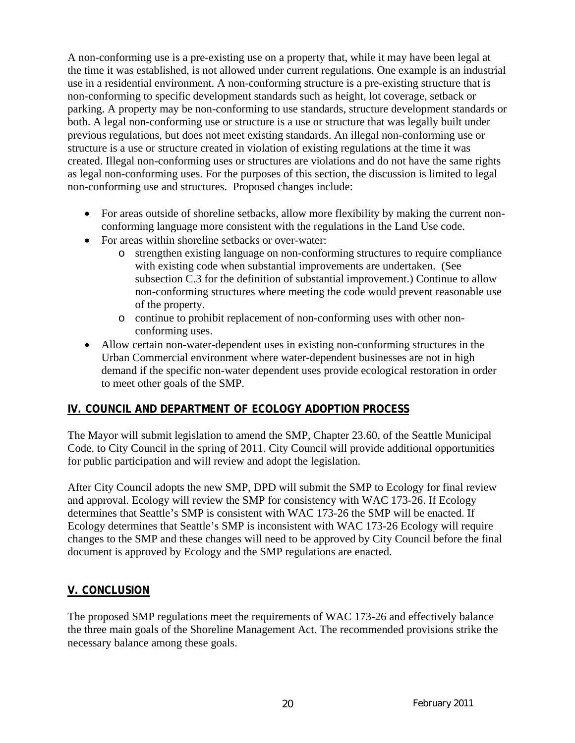A non-conforming use is a pre-existing use on a property that, while it may have been legal at the time it was established, is not allowed under current regulations. One example is an industrial use in a residential environment. A non-conforming structure is a pre-existing structure that is non-conforming to specific development standards such as height, lot coverage, setback or parking. A property may be non-conforming to use standards, structure development standards or both. A legal non-conforming use or structure is a use or structure that was legally built under previous regulations, but does not meet existing standards. An illegal non-conforming use or structure is a use or structure created in violation of existing regulations at the time it was created. Illegal non-conforming uses or structures are violations and do not have the same rights as legal non-conforming uses. For the purposes of this section, the discussion is limited to legal non-conforming use and structures. Proposed changes include:

- For areas outside of shoreline setbacks, allow more flexibility by making the current non-conforming language more consistent with the regulations in the Land Use code.
- For areas within shoreline setbacks or over-water:
  - strengthen existing language on non-conforming structures to require compliance with existing code when substantial improvements are undertaken. (See subsection C.3 for the definition of substantial improvement.) Continue to allow non-conforming structures where meeting the code would prevent reasonable use of the property.
  - continue to prohibit replacement of non-conforming uses with other non-conforming uses.
- Allow certain non-water-dependent uses in existing non-conforming structures in the Urban Commercial environment where water-dependent businesses are not in high demand if the specific non-water dependent uses provide ecological restoration in order to meet other goals of the SMP.

## IV. COUNCIL AND DEPARTMENT OF ECOLOGY ADOPTION PROCESS

The Mayor will submit legislation to amend the SMP, Chapter 23.60, of the Seattle Municipal Code, to City Council in the spring of 2011. City Council will provide additional opportunities for public participation and will review and adopt the legislation.

After City Council adopts the new SMP, DPD will submit the SMP to Ecology for final review and approval. Ecology will review the SMP for consistency with WAC 173-26. If Ecology determines that Seattle's SMP is consistent with WAC 173-26 the SMP will be enacted. If Ecology determines that Seattle's SMP is inconsistent with WAC 173-26 Ecology will require changes to the SMP and these changes will need to be approved by City Council before the final document is approved by Ecology and the SMP regulations are enacted.

## V. CONCLUSION

The proposed SMP regulations meet the requirements of WAC 173-26 and effectively balance the three main goals of the Shoreline Management Act. The recommended provisions strike the necessary balance among these goals.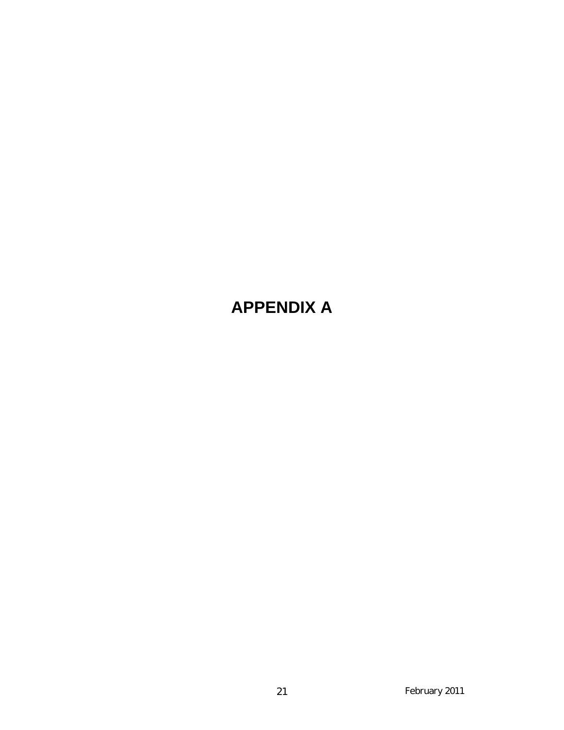# APPENDIX A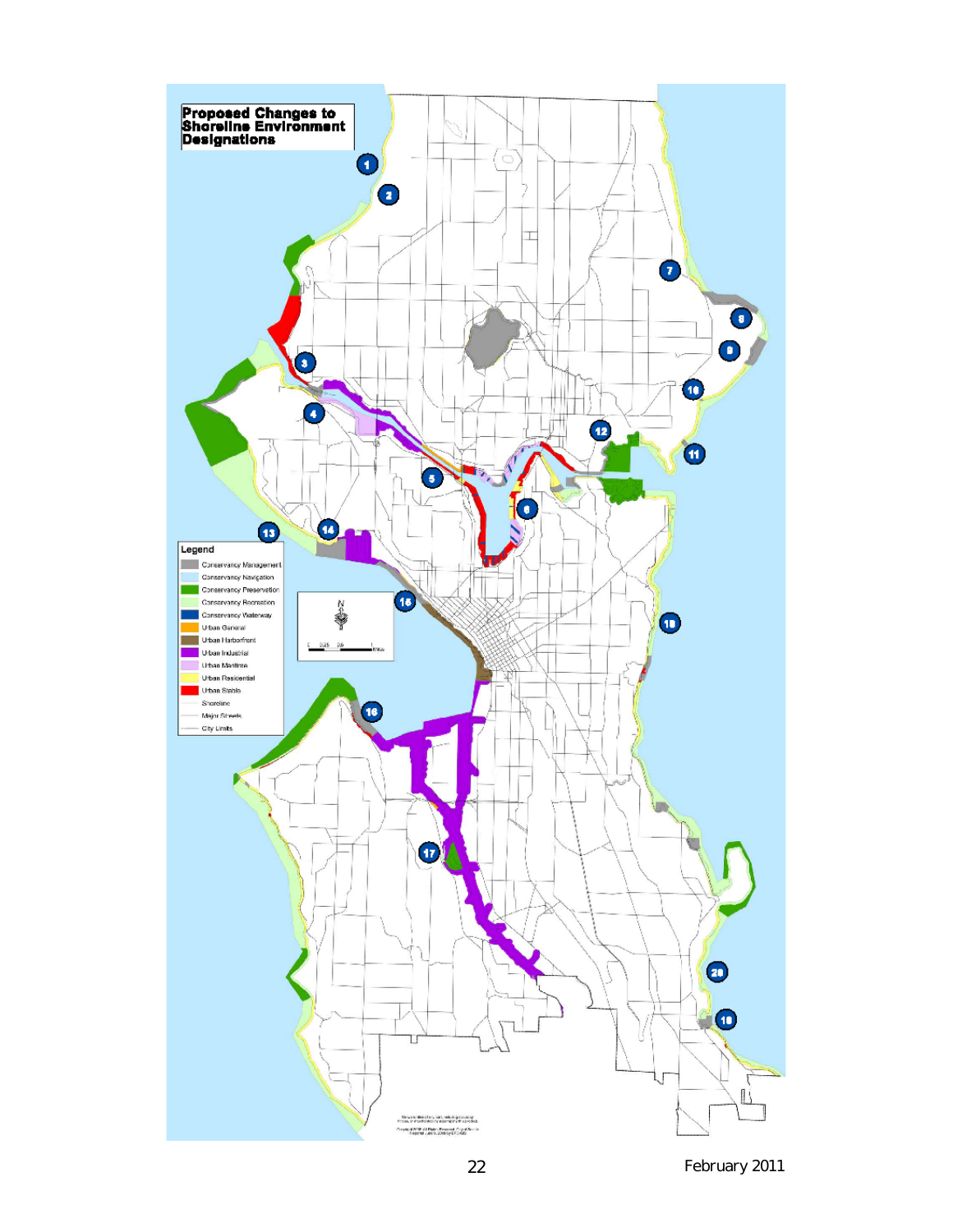# Proposed Changes to Shoreline Environment Designations

**Legend**

- Conservancy Management
- Conservancy Navigation
- Conservancy Preservation
- Conservancy Recreation
- Conservancy Waterway
- Urban General
- Urban Harborfront
- Urban Industrial
- Urban Maritime
- Urban Residential
- Urban Stable
- Shoreline
- Major Streets
- City Limits

February 2011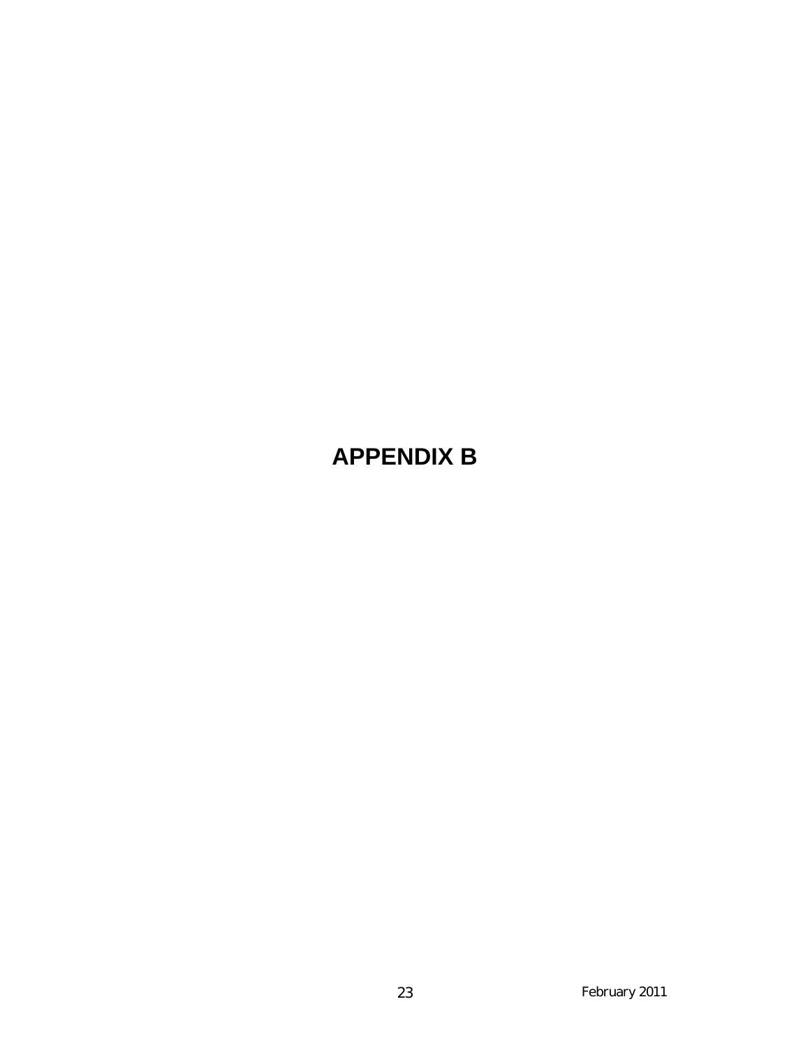# APPENDIX B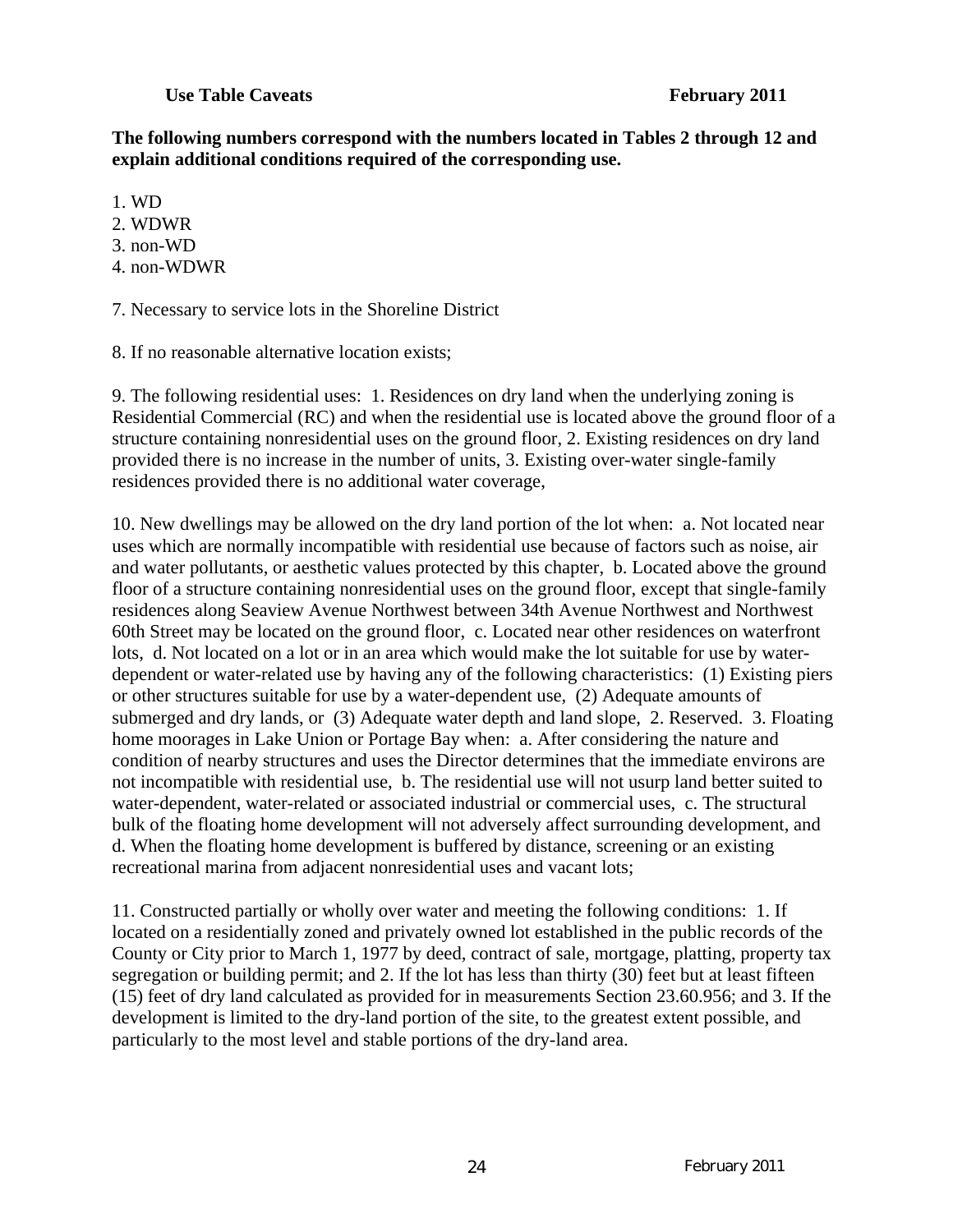**Use Table Caveats** **February 2011**

**The following numbers correspond with the numbers located in Tables 2 through 12 and explain additional conditions required of the corresponding use.**

1. WD
2. WDWR
3. non-WD
4. non-WDWR

7. Necessary to service lots in the Shoreline District

8. If no reasonable alternative location exists;

9. The following residential uses: 1. Residences on dry land when the underlying zoning is Residential Commercial (RC) and when the residential use is located above the ground floor of a structure containing nonresidential uses on the ground floor, 2. Existing residences on dry land provided there is no increase in the number of units, 3. Existing over-water single-family residences provided there is no additional water coverage,

10. New dwellings may be allowed on the dry land portion of the lot when: a. Not located near uses which are normally incompatible with residential use because of factors such as noise, air and water pollutants, or aesthetic values protected by this chapter, b. Located above the ground floor of a structure containing nonresidential uses on the ground floor, except that single-family residences along Seaview Avenue Northwest between 34th Avenue Northwest and Northwest 60th Street may be located on the ground floor, c. Located near other residences on waterfront lots, d. Not located on a lot or in an area which would make the lot suitable for use by water-dependent or water-related use by having any of the following characteristics: (1) Existing piers or other structures suitable for use by a water-dependent use, (2) Adequate amounts of submerged and dry lands, or (3) Adequate water depth and land slope, 2. Reserved. 3. Floating home moorages in Lake Union or Portage Bay when: a. After considering the nature and condition of nearby structures and uses the Director determines that the immediate environs are not incompatible with residential use, b. The residential use will not usurp land better suited to water-dependent, water-related or associated industrial or commercial uses, c. The structural bulk of the floating home development will not adversely affect surrounding development, and d. When the floating home development is buffered by distance, screening or an existing recreational marina from adjacent nonresidential uses and vacant lots;

11. Constructed partially or wholly over water and meeting the following conditions: 1. If located on a residentially zoned and privately owned lot established in the public records of the County or City prior to March 1, 1977 by deed, contract of sale, mortgage, platting, property tax segregation or building permit; and 2. If the lot has less than thirty (30) feet but at least fifteen (15) feet of dry land calculated as provided for in measurements Section 23.60.956; and 3. If the development is limited to the dry-land portion of the site, to the greatest extent possible, and particularly to the most level and stable portions of the dry-land area.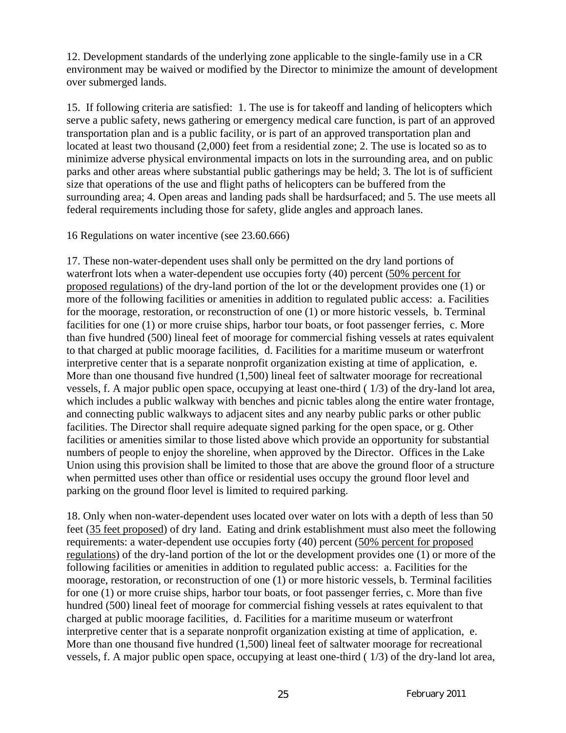12. Development standards of the underlying zone applicable to the single-family use in a CR environment may be waived or modified by the Director to minimize the amount of development over submerged lands.

15. If following criteria are satisfied: 1. The use is for takeoff and landing of helicopters which serve a public safety, news gathering or emergency medical care function, is part of an approved transportation plan and is a public facility, or is part of an approved transportation plan and located at least two thousand (2,000) feet from a residential zone; 2. The use is located so as to minimize adverse physical environmental impacts on lots in the surrounding area, and on public parks and other areas where substantial public gatherings may be held; 3. The lot is of sufficient size that operations of the use and flight paths of helicopters can be buffered from the surrounding area; 4. Open areas and landing pads shall be hardsurfaced; and 5. The use meets all federal requirements including those for safety, glide angles and approach lanes.

16 Regulations on water incentive (see 23.60.666)

17. These non-water-dependent uses shall only be permitted on the dry land portions of waterfront lots when a water-dependent use occupies forty (40) percent (<u>50% percent for proposed regulations</u>) of the dry-land portion of the lot or the development provides one (1) or more of the following facilities or amenities in addition to regulated public access: a. Facilities for the moorage, restoration, or reconstruction of one (1) or more historic vessels, b. Terminal facilities for one (1) or more cruise ships, harbor tour boats, or foot passenger ferries, c. More than five hundred (500) lineal feet of moorage for commercial fishing vessels at rates equivalent to that charged at public moorage facilities, d. Facilities for a maritime museum or waterfront interpretive center that is a separate nonprofit organization existing at time of application, e. More than one thousand five hundred (1,500) lineal feet of saltwater moorage for recreational vessels, f. A major public open space, occupying at least one-third ( 1/3) of the dry-land lot area, which includes a public walkway with benches and picnic tables along the entire water frontage, and connecting public walkways to adjacent sites and any nearby public parks or other public facilities. The Director shall require adequate signed parking for the open space, or g. Other facilities or amenities similar to those listed above which provide an opportunity for substantial numbers of people to enjoy the shoreline, when approved by the Director. Offices in the Lake Union using this provision shall be limited to those that are above the ground floor of a structure when permitted uses other than office or residential uses occupy the ground floor level and parking on the ground floor level is limited to required parking.

18. Only when non-water-dependent uses located over water on lots with a depth of less than 50 feet (<u>35 feet proposed</u>) of dry land. Eating and drink establishment must also meet the following requirements: a water-dependent use occupies forty (40) percent (<u>50% percent for proposed regulations</u>) of the dry-land portion of the lot or the development provides one (1) or more of the following facilities or amenities in addition to regulated public access: a. Facilities for the moorage, restoration, or reconstruction of one (1) or more historic vessels, b. Terminal facilities for one (1) or more cruise ships, harbor tour boats, or foot passenger ferries, c. More than five hundred (500) lineal feet of moorage for commercial fishing vessels at rates equivalent to that charged at public moorage facilities, d. Facilities for a maritime museum or waterfront interpretive center that is a separate nonprofit organization existing at time of application, e. More than one thousand five hundred (1,500) lineal feet of saltwater moorage for recreational vessels, f. A major public open space, occupying at least one-third ( 1/3) of the dry-land lot area,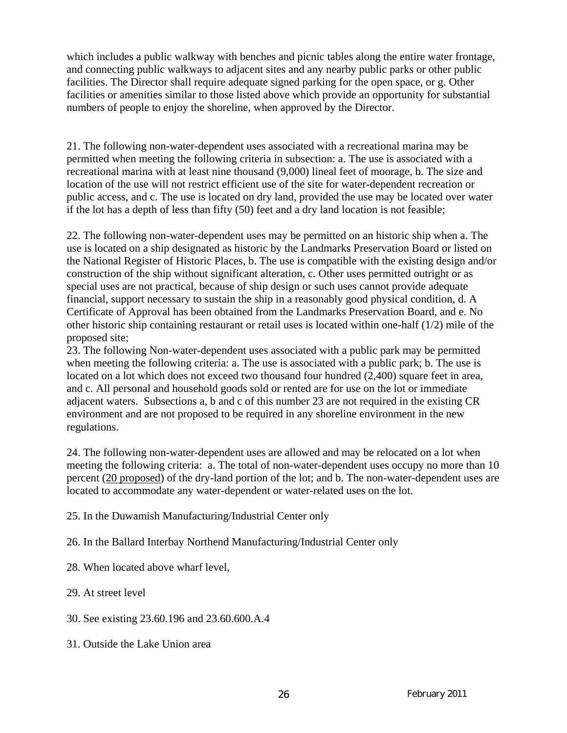which includes a public walkway with benches and picnic tables along the entire water frontage, and connecting public walkways to adjacent sites and any nearby public parks or other public facilities. The Director shall require adequate signed parking for the open space, or g. Other facilities or amenities similar to those listed above which provide an opportunity for substantial numbers of people to enjoy the shoreline, when approved by the Director.

21. The following non-water-dependent uses associated with a recreational marina may be permitted when meeting the following criteria in subsection: a. The use is associated with a recreational marina with at least nine thousand (9,000) lineal feet of moorage, b. The size and location of the use will not restrict efficient use of the site for water-dependent recreation or public access, and c. The use is located on dry land, provided the use may be located over water if the lot has a depth of less than fifty (50) feet and a dry land location is not feasible;

22. The following non-water-dependent uses may be permitted on an historic ship when a. The use is located on a ship designated as historic by the Landmarks Preservation Board or listed on the National Register of Historic Places, b. The use is compatible with the existing design and/or construction of the ship without significant alteration, c. Other uses permitted outright or as special uses are not practical, because of ship design or such uses cannot provide adequate financial, support necessary to sustain the ship in a reasonably good physical condition, d. A Certificate of Approval has been obtained from the Landmarks Preservation Board, and e. No other historic ship containing restaurant or retail uses is located within one-half (1/2) mile of the proposed site;

23. The following Non-water-dependent uses associated with a public park may be permitted when meeting the following criteria: a. The use is associated with a public park; b. The use is located on a lot which does not exceed two thousand four hundred (2,400) square feet in area, and c. All personal and household goods sold or rented are for use on the lot or immediate adjacent waters. Subsections a, b and c of this number 23 are not required in the existing CR environment and are not proposed to be required in any shoreline environment in the new regulations.

24. The following non-water-dependent uses are allowed and may be relocated on a lot when meeting the following criteria: a. The total of non-water-dependent uses occupy no more than 10 percent (20 proposed) of the dry-land portion of the lot; and b. The non-water-dependent uses are located to accommodate any water-dependent or water-related uses on the lot.

25. In the Duwamish Manufacturing/Industrial Center only

26. In the Ballard Interbay Northend Manufacturing/Industrial Center only

28. When located above wharf level,

29. At street level

30. See existing 23.60.196 and 23.60.600.A.4

31. Outside the Lake Union area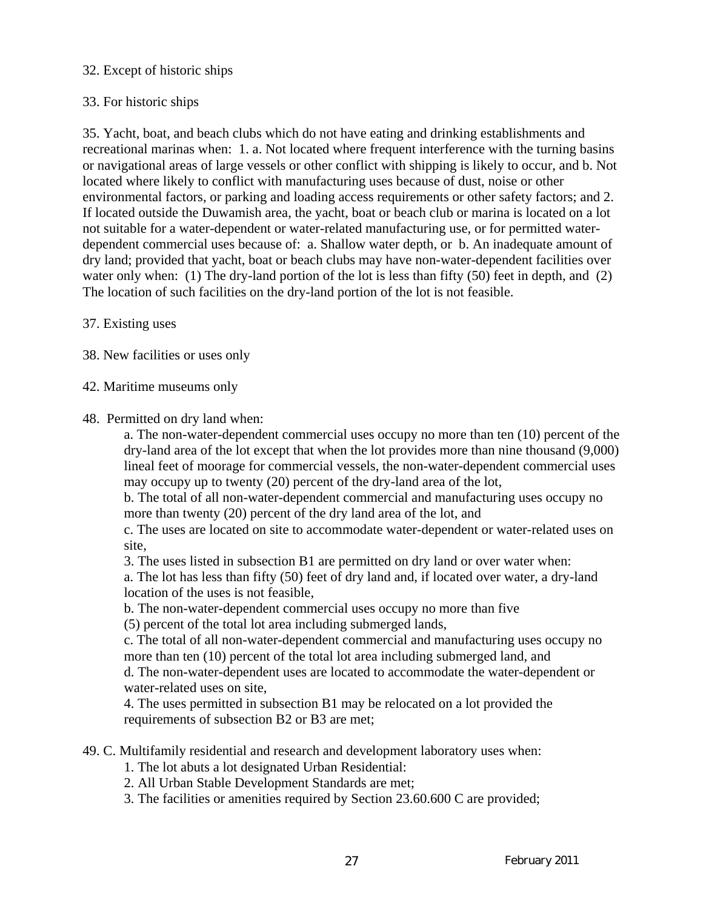32. Except of historic ships

33. For historic ships

35. Yacht, boat, and beach clubs which do not have eating and drinking establishments and recreational marinas when: 1. a. Not located where frequent interference with the turning basins or navigational areas of large vessels or other conflict with shipping is likely to occur, and b. Not located where likely to conflict with manufacturing uses because of dust, noise or other environmental factors, or parking and loading access requirements or other safety factors; and 2. If located outside the Duwamish area, the yacht, boat or beach club or marina is located on a lot not suitable for a water-dependent or water-related manufacturing use, or for permitted water-dependent commercial uses because of: a. Shallow water depth, or b. An inadequate amount of dry land; provided that yacht, boat or beach clubs may have non-water-dependent facilities over water only when: (1) The dry-land portion of the lot is less than fifty (50) feet in depth, and (2) The location of such facilities on the dry-land portion of the lot is not feasible.

37. Existing uses

38. New facilities or uses only

42. Maritime museums only

48. Permitted on dry land when:

a. The non-water-dependent commercial uses occupy no more than ten (10) percent of the dry-land area of the lot except that when the lot provides more than nine thousand (9,000) lineal feet of moorage for commercial vessels, the non-water-dependent commercial uses may occupy up to twenty (20) percent of the dry-land area of the lot,
b. The total of all non-water-dependent commercial and manufacturing uses occupy no more than twenty (20) percent of the dry land area of the lot, and
c. The uses are located on site to accommodate water-dependent or water-related uses on site,
3. The uses listed in subsection B1 are permitted on dry land or over water when:
a. The lot has less than fifty (50) feet of dry land and, if located over water, a dry-land location of the uses is not feasible,
b. The non-water-dependent commercial uses occupy no more than five (5) percent of the total lot area including submerged lands,
c. The total of all non-water-dependent commercial and manufacturing uses occupy no more than ten (10) percent of the total lot area including submerged land, and
d. The non-water-dependent uses are located to accommodate the water-dependent or water-related uses on site,
4. The uses permitted in subsection B1 may be relocated on a lot provided the requirements of subsection B2 or B3 are met;

49. C. Multifamily residential and research and development laboratory uses when:

1. The lot abuts a lot designated Urban Residential:
2. All Urban Stable Development Standards are met;
3. The facilities or amenities required by Section 23.60.600 C are provided;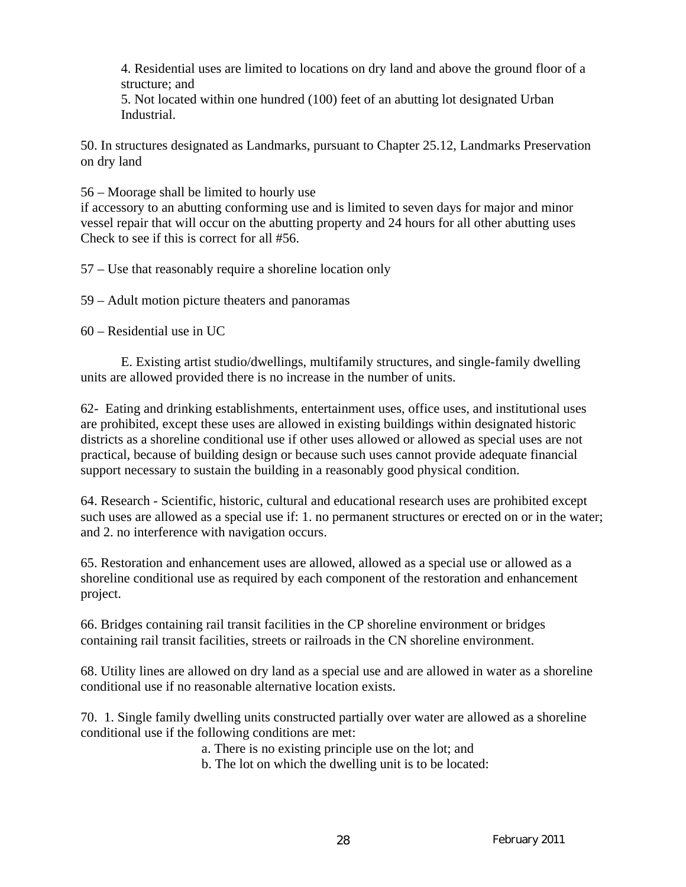4. Residential uses are limited to locations on dry land and above the ground floor of a structure; and
5. Not located within one hundred (100) feet of an abutting lot designated Urban Industrial.

50. In structures designated as Landmarks, pursuant to Chapter 25.12, Landmarks Preservation on dry land

56 – Moorage shall be limited to hourly use
if accessory to an abutting conforming use and is limited to seven days for major and minor vessel repair that will occur on the abutting property and 24 hours for all other abutting uses
Check to see if this is correct for all #56.

57 – Use that reasonably require a shoreline location only

59 – Adult motion picture theaters and panoramas

60 – Residential use in UC

E. Existing artist studio/dwellings, multifamily structures, and single-family dwelling units are allowed provided there is no increase in the number of units.

62- Eating and drinking establishments, entertainment uses, office uses, and institutional uses are prohibited, except these uses are allowed in existing buildings within designated historic districts as a shoreline conditional use if other uses allowed or allowed as special uses are not practical, because of building design or because such uses cannot provide adequate financial support necessary to sustain the building in a reasonably good physical condition.

64. Research - Scientific, historic, cultural and educational research uses are prohibited except such uses are allowed as a special use if: 1. no permanent structures or erected on or in the water; and 2. no interference with navigation occurs.

65. Restoration and enhancement uses are allowed, allowed as a special use or allowed as a shoreline conditional use as required by each component of the restoration and enhancement project.

66. Bridges containing rail transit facilities in the CP shoreline environment or bridges containing rail transit facilities, streets or railroads in the CN shoreline environment.

68. Utility lines are allowed on dry land as a special use and are allowed in water as a shoreline conditional use if no reasonable alternative location exists.

70. 1. Single family dwelling units constructed partially over water are allowed as a shoreline conditional use if the following conditions are met:

a. There is no existing principle use on the lot; and
b. The lot on which the dwelling unit is to be located: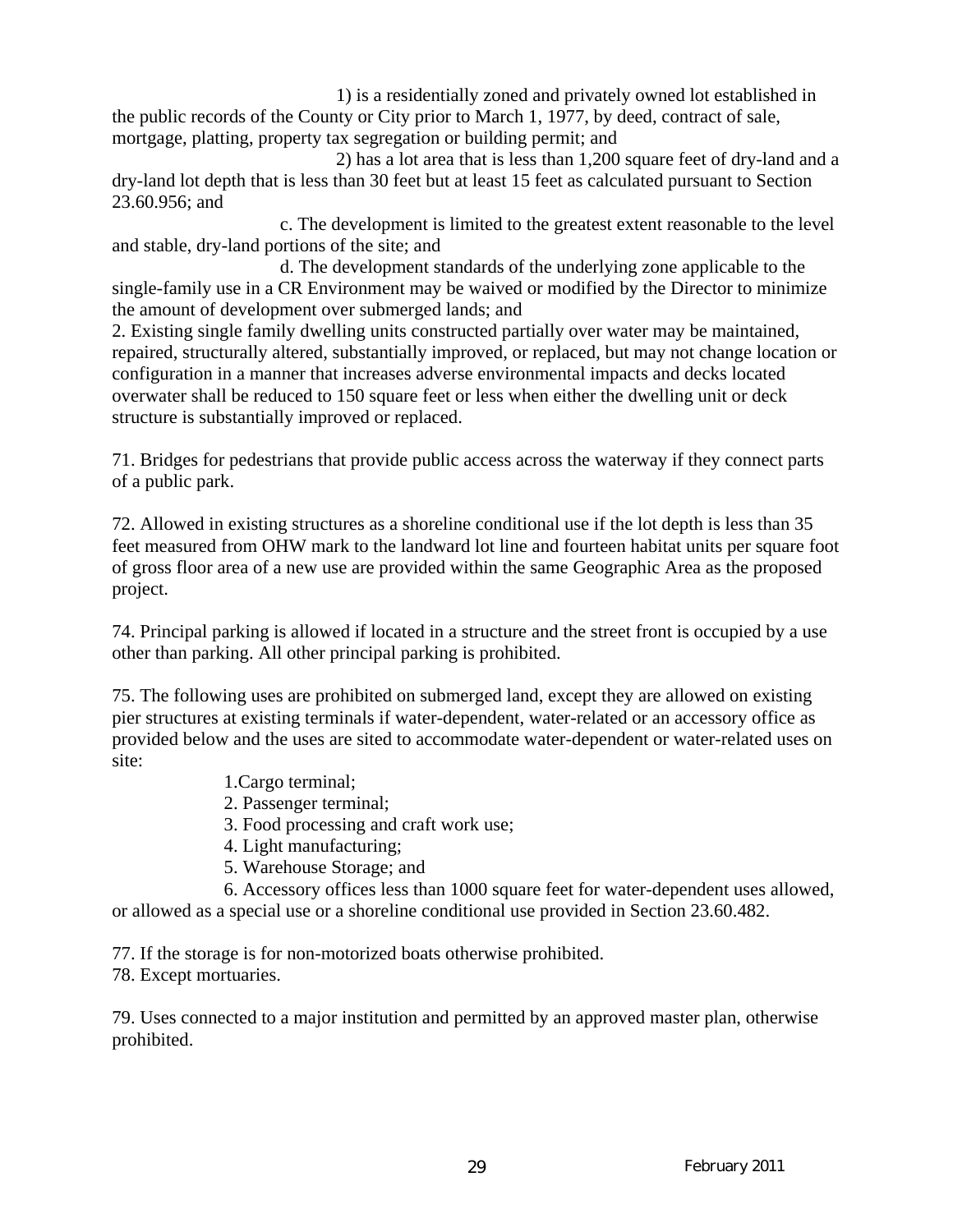1) is a residentially zoned and privately owned lot established in the public records of the County or City prior to March 1, 1977, by deed, contract of sale, mortgage, platting, property tax segregation or building permit; and

2) has a lot area that is less than 1,200 square feet of dry-land and a dry-land lot depth that is less than 30 feet but at least 15 feet as calculated pursuant to Section 23.60.956; and

c. The development is limited to the greatest extent reasonable to the level and stable, dry-land portions of the site; and

d. The development standards of the underlying zone applicable to the single-family use in a CR Environment may be waived or modified by the Director to minimize the amount of development over submerged lands; and

2. Existing single family dwelling units constructed partially over water may be maintained, repaired, structurally altered, substantially improved, or replaced, but may not change location or configuration in a manner that increases adverse environmental impacts and decks located overwater shall be reduced to 150 square feet or less when either the dwelling unit or deck structure is substantially improved or replaced.

71. Bridges for pedestrians that provide public access across the waterway if they connect parts of a public park.

72. Allowed in existing structures as a shoreline conditional use if the lot depth is less than 35 feet measured from OHW mark to the landward lot line and fourteen habitat units per square foot of gross floor area of a new use are provided within the same Geographic Area as the proposed project.

74. Principal parking is allowed if located in a structure and the street front is occupied by a use other than parking. All other principal parking is prohibited.

75. The following uses are prohibited on submerged land, except they are allowed on existing pier structures at existing terminals if water-dependent, water-related or an accessory office as provided below and the uses are sited to accommodate water-dependent or water-related uses on site:

1. Cargo terminal;
2. Passenger terminal;
3. Food processing and craft work use;
4. Light manufacturing;
5. Warehouse Storage; and
6. Accessory offices less than 1000 square feet for water-dependent uses allowed, or allowed as a special use or a shoreline conditional use provided in Section 23.60.482.

77. If the storage is for non-motorized boats otherwise prohibited.

78. Except mortuaries.

79. Uses connected to a major institution and permitted by an approved master plan, otherwise prohibited.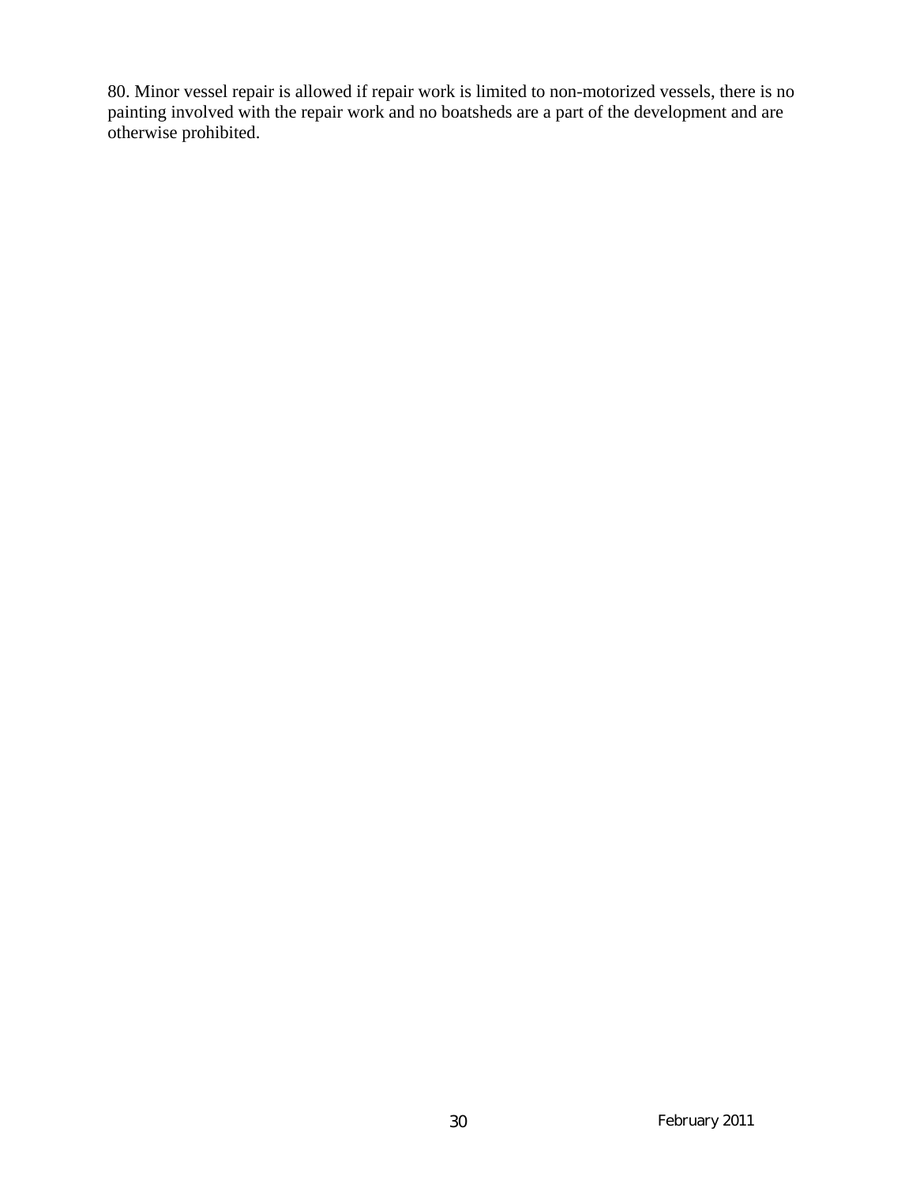80. Minor vessel repair is allowed if repair work is limited to non-motorized vessels, there is no painting involved with the repair work and no boatsheds are a part of the development and are otherwise prohibited.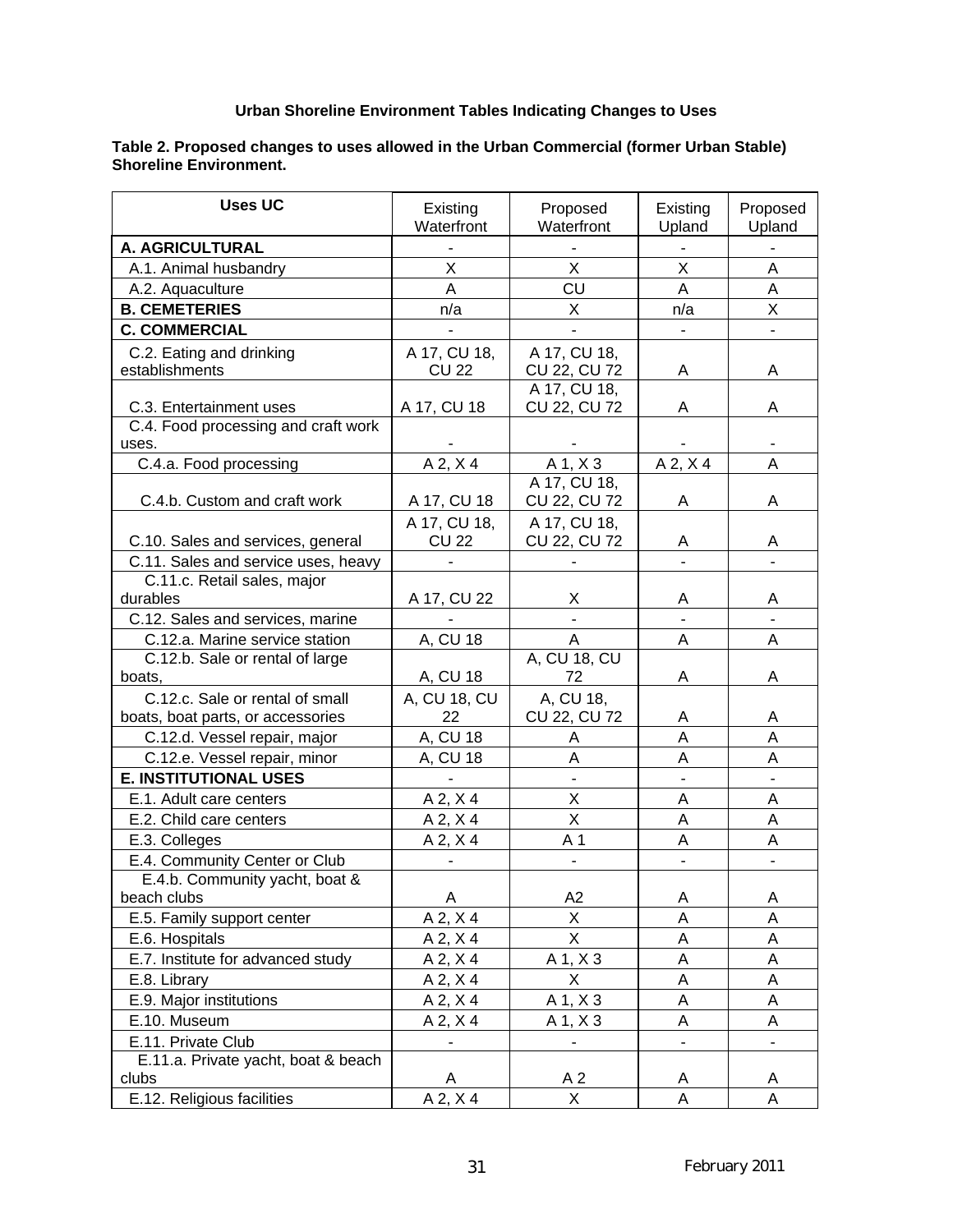**Urban Shoreline Environment Tables Indicating Changes to Uses**

**Table 2. Proposed changes to uses allowed in the Urban Commercial (former Urban Stable) Shoreline Environment.**

| Uses UC | Existing Waterfront | Proposed Waterfront | Existing Upland | Proposed Upland |
|---|---|---|---|---|
| **A. AGRICULTURAL** | - | - | - | - |
| A.1. Animal husbandry | X | X | X | A |
| A.2. Aquaculture | A | CU | A | A |
| **B. CEMETERIES** | n/a | X | n/a | X |
| **C. COMMERCIAL** | - | - | - | - |
| C.2. Eating and drinking establishments | A 17, CU 18, CU 22 | A 17, CU 18, CU 22, CU 72 | A | A |
| C.3. Entertainment uses | A 17, CU 18 | A 17, CU 18, CU 22, CU 72 | A | A |
| C.4. Food processing and craft work uses. | - | - | - | - |
| C.4.a. Food processing | A 2, X 4 | A 1, X 3 | A 2, X 4 | A |
| C.4.b. Custom and craft work | A 17, CU 18 | A 17, CU 18, CU 22, CU 72 | A | A |
| C.10. Sales and services, general | A 17, CU 18, CU 22 | A 17, CU 18, CU 22, CU 72 | A | A |
| C.11. Sales and service uses, heavy | - | - | - | - |
| C.11.c. Retail sales, major durables | A 17, CU 22 | X | A | A |
| C.12. Sales and services, marine | - | - | - | - |
| C.12.a. Marine service station | A, CU 18 | A | A | A |
| C.12.b. Sale or rental of large boats, | A, CU 18 | A, CU 18, CU 72 | A | A |
| C.12.c. Sale or rental of small boats, boat parts, or accessories | A, CU 18, CU 22 | A, CU 18, CU 22, CU 72 | A | A |
| C.12.d. Vessel repair, major | A, CU 18 | A | A | A |
| C.12.e. Vessel repair, minor | A, CU 18 | A | A | A |
| **E. INSTITUTIONAL USES** | - | - | - | - |
| E.1. Adult care centers | A 2, X 4 | X | A | A |
| E.2. Child care centers | A 2, X 4 | X | A | A |
| E.3. Colleges | A 2, X 4 | A 1 | A | A |
| E.4. Community Center or Club | - | - | - | - |
| E.4.b. Community yacht, boat & beach clubs | A | A2 | A | A |
| E.5. Family support center | A 2, X 4 | X | A | A |
| E.6. Hospitals | A 2, X 4 | X | A | A |
| E.7. Institute for advanced study | A 2, X 4 | A 1, X 3 | A | A |
| E.8. Library | A 2, X 4 | X | A | A |
| E.9. Major institutions | A 2, X 4 | A 1, X 3 | A | A |
| E.10. Museum | A 2, X 4 | A 1, X 3 | A | A |
| E.11. Private Club | - | - | - | - |
| E.11.a. Private yacht, boat & beach clubs | A | A 2 | A | A |
| E.12. Religious facilities | A 2, X 4 | X | A | A |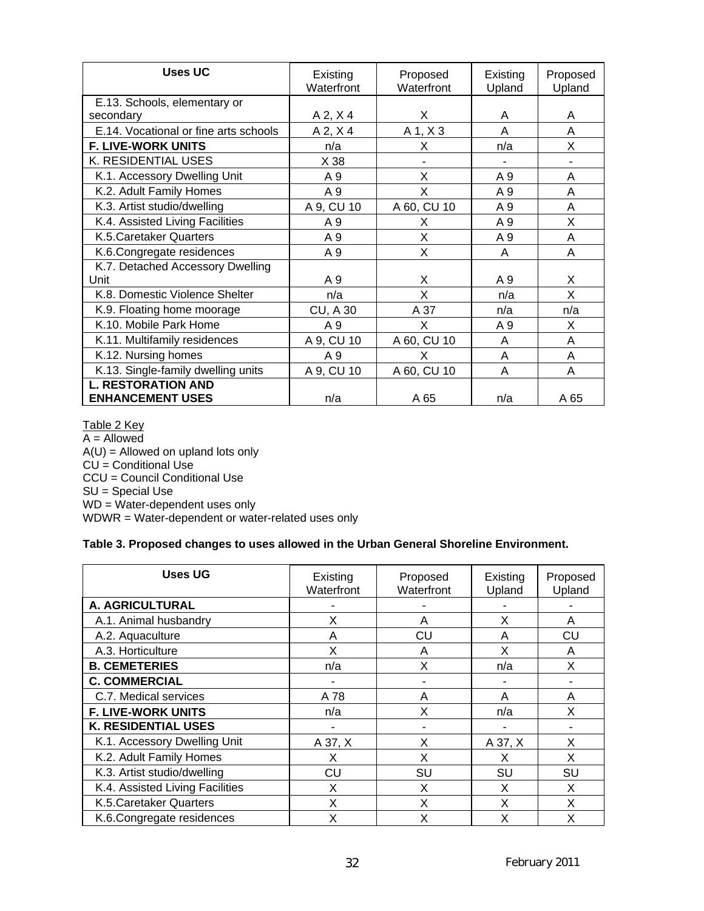| Uses UC | Existing Waterfront | Proposed Waterfront | Existing Upland | Proposed Upland |
|---|---|---|---|---|
| E.13. Schools, elementary or secondary | A 2, X 4 | X | A | A |
| E.14. Vocational or fine arts schools | A 2, X 4 | A 1, X 3 | A | A |
| **F. LIVE-WORK UNITS** | n/a | X | n/a | X |
| K. RESIDENTIAL USES | X 38 | - | - | - |
| K.1. Accessory Dwelling Unit | A 9 | X | A 9 | A |
| K.2. Adult Family Homes | A 9 | X | A 9 | A |
| K.3. Artist studio/dwelling | A 9, CU 10 | A 60, CU 10 | A 9 | A |
| K.4. Assisted Living Facilities | A 9 | X | A 9 | X |
| K.5.Caretaker Quarters | A 9 | X | A 9 | A |
| K.6.Congregate residences | A 9 | X | A | A |
| K.7. Detached Accessory Dwelling Unit | A 9 | X | A 9 | X |
| K.8. Domestic Violence Shelter | n/a | X | n/a | X |
| K.9. Floating home moorage | CU, A 30 | A 37 | n/a | n/a |
| K.10. Mobile Park Home | A 9 | X | A 9 | X |
| K.11. Multifamily residences | A 9, CU 10 | A 60, CU 10 | A | A |
| K.12. Nursing homes | A 9 | X | A | A |
| K.13. Single-family dwelling units | A 9, CU 10 | A 60, CU 10 | A | A |
| **L. RESTORATION AND ENHANCEMENT USES** | n/a | A 65 | n/a | A 65 |

Table 2 Key
A = Allowed
A(U) = Allowed on upland lots only
CU = Conditional Use
CCU = Council Conditional Use
SU = Special Use
WD = Water-dependent uses only
WDWR = Water-dependent or water-related uses only

**Table 3. Proposed changes to uses allowed in the Urban General Shoreline Environment.**

| Uses UG | Existing Waterfront | Proposed Waterfront | Existing Upland | Proposed Upland |
|---|---|---|---|---|
| **A. AGRICULTURAL** | - | - | - | - |
| A.1. Animal husbandry | X | A | X | A |
| A.2. Aquaculture | A | CU | A | CU |
| A.3. Horticulture | X | A | X | A |
| **B. CEMETERIES** | n/a | X | n/a | X |
| **C. COMMERCIAL** | - | - | - | - |
| C.7. Medical services | A 78 | A | A | A |
| **F. LIVE-WORK UNITS** | n/a | X | n/a | X |
| **K. RESIDENTIAL USES** | - | - | - | - |
| K.1. Accessory Dwelling Unit | A 37, X | X | A 37, X | X |
| K.2. Adult Family Homes | X | X | X | X |
| K.3. Artist studio/dwelling | CU | SU | SU | SU |
| K.4. Assisted Living Facilities | X | X | X | X |
| K.5.Caretaker Quarters | X | X | X | X |
| K.6.Congregate residences | X | X | X | X |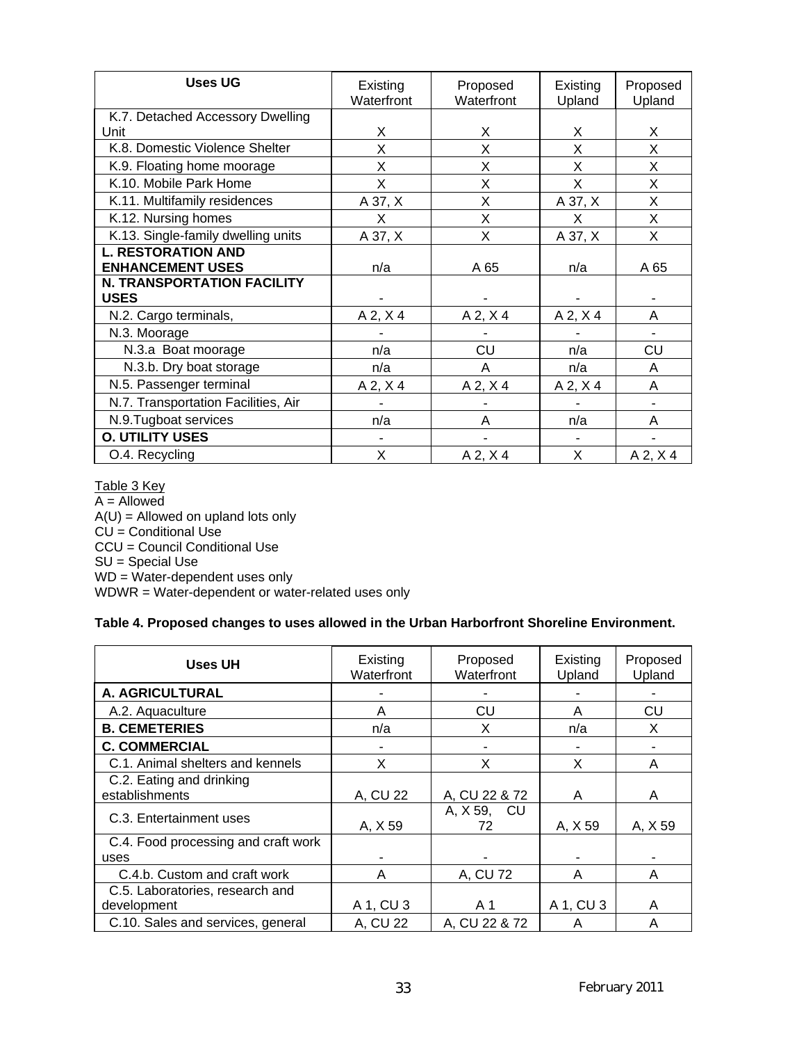| Uses UG | Existing Waterfront | Proposed Waterfront | Existing Upland | Proposed Upland |
|---|---|---|---|---|
| K.7. Detached Accessory Dwelling Unit | X | X | X | X |
| K.8. Domestic Violence Shelter | X | X | X | X |
| K.9. Floating home moorage | X | X | X | X |
| K.10. Mobile Park Home | X | X | X | X |
| K.11. Multifamily residences | A 37, X | X | A 37, X | X |
| K.12. Nursing homes | X | X | X | X |
| K.13. Single-family dwelling units | A 37, X | X | A 37, X | X |
| **L. RESTORATION AND ENHANCEMENT USES** | n/a | A 65 | n/a | A 65 |
| **N. TRANSPORTATION FACILITY USES** | - | - | - | - |
| N.2. Cargo terminals, | A 2, X 4 | A 2, X 4 | A 2, X 4 | A |
| N.3. Moorage | - | - | - | - |
| N.3.a Boat moorage | n/a | CU | n/a | CU |
| N.3.b. Dry boat storage | n/a | A | n/a | A |
| N.5. Passenger terminal | A 2, X 4 | A 2, X 4 | A 2, X 4 | A |
| N.7. Transportation Facilities, Air | - | - | - | - |
| N.9.Tugboat services | n/a | A | n/a | A |
| **O. UTILITY USES** | - | - | - | - |
| O.4. Recycling | X | A 2, X 4 | X | A 2, X 4 |

Table 3 Key
A = Allowed
A(U) = Allowed on upland lots only
CU = Conditional Use
CCU = Council Conditional Use
SU = Special Use
WD = Water-dependent uses only
WDWR = Water-dependent or water-related uses only

**Table 4. Proposed changes to uses allowed in the Urban Harborfront Shoreline Environment.**

| Uses UH | Existing Waterfront | Proposed Waterfront | Existing Upland | Proposed Upland |
|---|---|---|---|---|
| **A. AGRICULTURAL** | - | - | - | - |
| A.2. Aquaculture | A | CU | A | CU |
| **B. CEMETERIES** | n/a | X | n/a | X |
| **C. COMMERCIAL** | - | - | - | - |
| C.1. Animal shelters and kennels | X | X | X | A |
| C.2. Eating and drinking establishments | A, CU 22 | A, CU 22 & 72 | A | A |
| C.3. Entertainment uses | A, X 59 | A, X 59, CU 72 | A, X 59 | A, X 59 |
| C.4. Food processing and craft work uses | - | - | - | - |
| C.4.b. Custom and craft work | A | A, CU 72 | A | A |
| C.5. Laboratories, research and development | A 1, CU 3 | A 1 | A 1, CU 3 | A |
| C.10. Sales and services, general | A, CU 22 | A, CU 22 & 72 | A | A |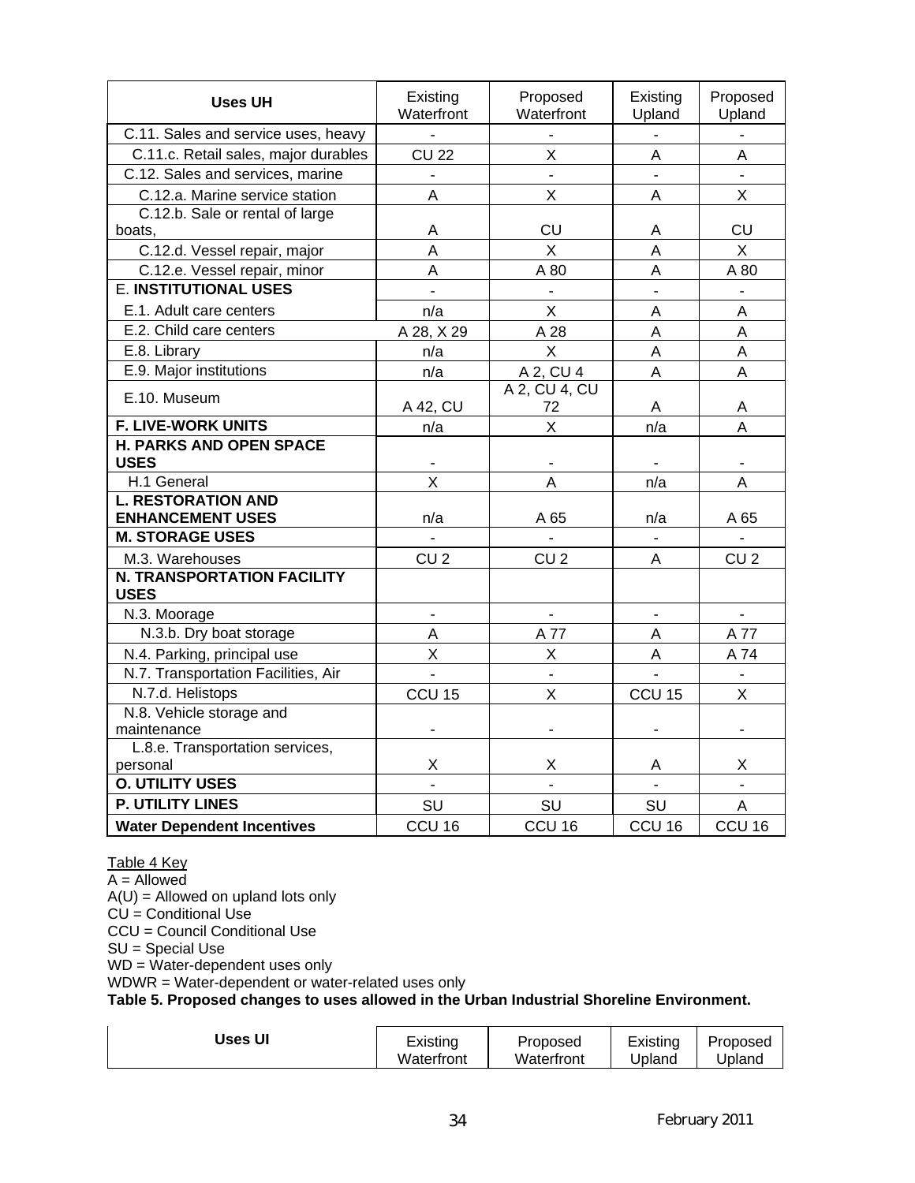| Uses UH | Existing Waterfront | Proposed Waterfront | Existing Upland | Proposed Upland |
|---|---|---|---|---|
| C.11. Sales and service uses, heavy | - | - | - | - |
| C.11.c. Retail sales, major durables | CU 22 | X | A | A |
| C.12. Sales and services, marine | - | - | - | - |
| C.12.a. Marine service station | A | X | A | X |
| C.12.b. Sale or rental of large boats, | A | CU | A | CU |
| C.12.d. Vessel repair, major | A | X | A | X |
| C.12.e. Vessel repair, minor | A | A 80 | A | A 80 |
| E. **INSTITUTIONAL USES** | - | - | - | - |
| E.1. Adult care centers | n/a | X | A | A |
| E.2. Child care centers | A 28, X 29 | A 28 | A | A |
| E.8. Library | n/a | X | A | A |
| E.9. Major institutions | n/a | A 2, CU 4 | A | A |
| E.10. Museum | A 42, CU | A 2, CU 4, CU 72 | A | A |
| **F. LIVE-WORK UNITS** | n/a | X | n/a | A |
| **H. PARKS AND OPEN SPACE USES** | - | - | - | - |
| H.1 General | X | A | n/a | A |
| **L. RESTORATION AND ENHANCEMENT USES** | n/a | A 65 | n/a | A 65 |
| **M. STORAGE USES** | - | - | - | - |
| M.3. Warehouses | CU 2 | CU 2 | A | CU 2 |
| **N. TRANSPORTATION FACILITY USES** | | | | |
| N.3. Moorage | - | - | - | - |
| N.3.b. Dry boat storage | A | A 77 | A | A 77 |
| N.4. Parking, principal use | X | X | A | A 74 |
| N.7. Transportation Facilities, Air | - | - | - | - |
| N.7.d. Helistops | CCU 15 | X | CCU 15 | X |
| N.8. Vehicle storage and maintenance | - | - | - | - |
| L.8.e. Transportation services, personal | X | X | A | X |
| **O. UTILITY USES** | - | - | - | - |
| **P. UTILITY LINES** | SU | SU | SU | A |
| **Water Dependent Incentives** | CCU 16 | CCU 16 | CCU 16 | CCU 16 |

Table 4 Key
A = Allowed
A(U) = Allowed on upland lots only
CU = Conditional Use
CCU = Council Conditional Use
SU = Special Use
WD = Water-dependent uses only
WDWR = Water-dependent or water-related uses only

**Table 5. Proposed changes to uses allowed in the Urban Industrial Shoreline Environment.**

| Uses UI | Existing Waterfront | Proposed Waterfront | Existing Upland | Proposed Upland |
|---|---|---|---|---|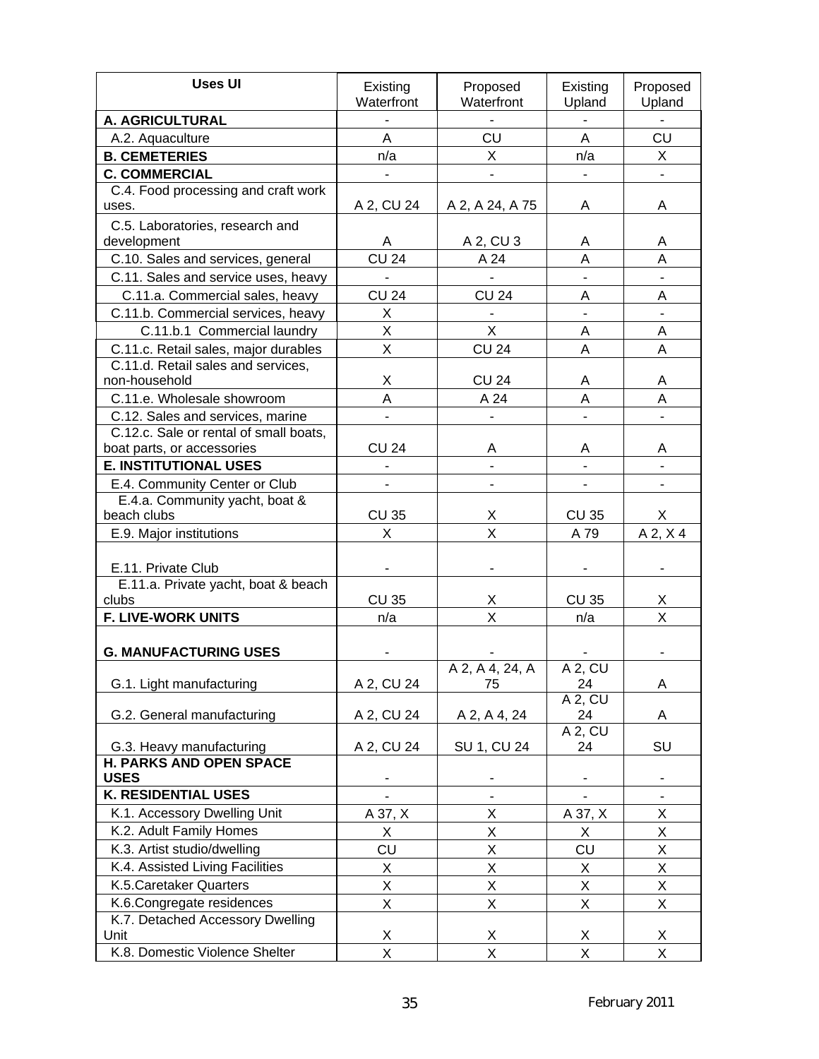| Uses UI | Existing Waterfront | Proposed Waterfront | Existing Upland | Proposed Upland |
|---|---|---|---|---|
| **A. AGRICULTURAL** | - | - | - | - |
| A.2. Aquaculture | A | CU | A | CU |
| **B. CEMETERIES** | n/a | X | n/a | X |
| **C. COMMERCIAL** | - | - | - | - |
| C.4. Food processing and craft work uses. | A 2, CU 24 | A 2, A 24, A 75 | A | A |
| C.5. Laboratories, research and development | A | A 2, CU 3 | A | A |
| C.10. Sales and services, general | CU 24 | A 24 | A | A |
| C.11. Sales and service uses, heavy | - | - | - | - |
| C.11.a. Commercial sales, heavy | CU 24 | CU 24 | A | A |
| C.11.b. Commercial services, heavy | X | - | - | - |
| C.11.b.1 Commercial laundry | X | X | A | A |
| C.11.c. Retail sales, major durables | X | CU 24 | A | A |
| C.11.d. Retail sales and services, non-household | X | CU 24 | A | A |
| C.11.e. Wholesale showroom | A | A 24 | A | A |
| C.12. Sales and services, marine | - | - | - | - |
| C.12.c. Sale or rental of small boats, boat parts, or accessories | CU 24 | A | A | A |
| **E. INSTITUTIONAL USES** | - | - | - | - |
| E.4. Community Center or Club | - | - | - | - |
| E.4.a. Community yacht, boat & beach clubs | CU 35 | X | CU 35 | X |
| E.9. Major institutions | X | X | A 79 | A 2, X 4 |
| E.11. Private Club | - | - | - | - |
| E.11.a. Private yacht, boat & beach clubs | CU 35 | X | CU 35 | X |
| **F. LIVE-WORK UNITS** | n/a | X | n/a | X |
| **G. MANUFACTURING USES** | - | - | - | - |
| G.1. Light manufacturing | A 2, CU 24 | A 2, A 4, 24, A 75 | A 2, CU 24 | A |
| G.2. General manufacturing | A 2, CU 24 | A 2, A 4, 24 | A 2, CU 24 | A |
| G.3. Heavy manufacturing | A 2, CU 24 | SU 1, CU 24 | A 2, CU 24 | SU |
| **H. PARKS AND OPEN SPACE USES** | - | - | - | - |
| **K. RESIDENTIAL USES** | - | - | - | - |
| K.1. Accessory Dwelling Unit | A 37, X | X | A 37, X | X |
| K.2. Adult Family Homes | X | X | X | X |
| K.3. Artist studio/dwelling | CU | X | CU | X |
| K.4. Assisted Living Facilities | X | X | X | X |
| K.5.Caretaker Quarters | X | X | X | X |
| K.6.Congregate residences | X | X | X | X |
| K.7. Detached Accessory Dwelling Unit | X | X | X | X |
| K.8. Domestic Violence Shelter | X | X | X | X |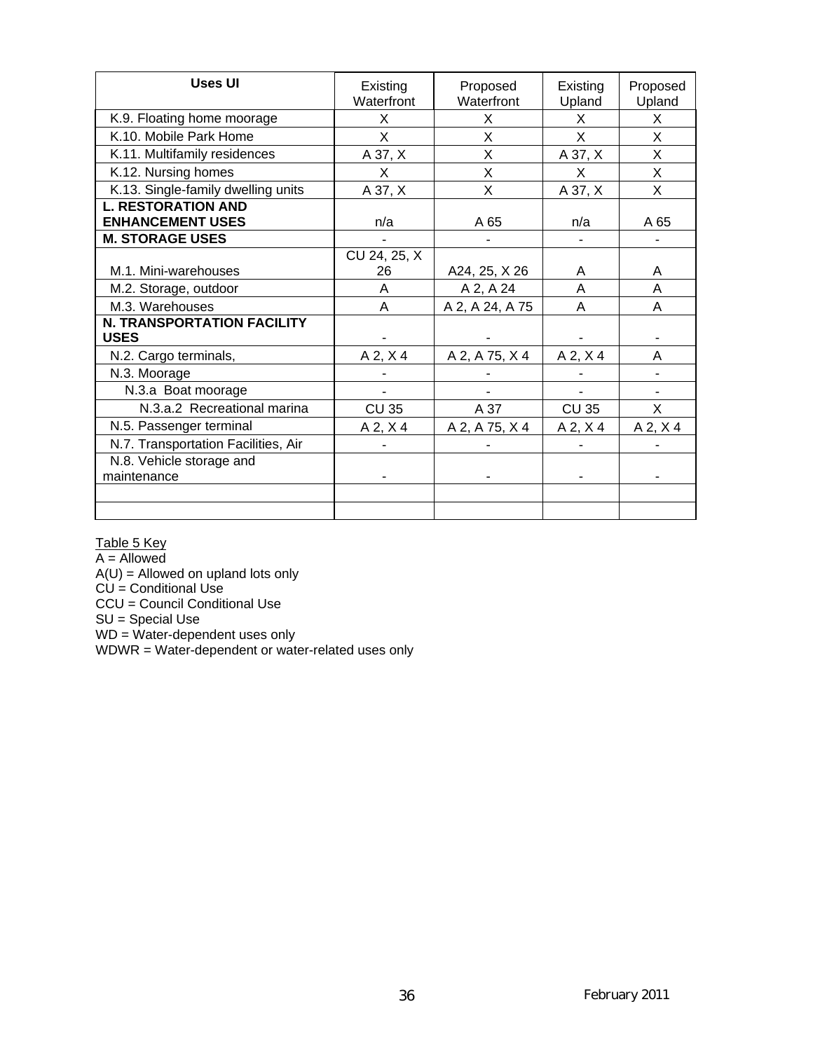| Uses UI | Existing Waterfront | Proposed Waterfront | Existing Upland | Proposed Upland |
|---|---|---|---|---|
| K.9. Floating home moorage | X | X | X | X |
| K.10. Mobile Park Home | X | X | X | X |
| K.11. Multifamily residences | A 37, X | X | A 37, X | X |
| K.12. Nursing homes | X | X | X | X |
| K.13. Single-family dwelling units | A 37, X | X | A 37, X | X |
| **L. RESTORATION AND ENHANCEMENT USES** | n/a | A 65 | n/a | A 65 |
| **M. STORAGE USES** | - | - | - | - |
| M.1. Mini-warehouses | CU 24, 25, X 26 | A24, 25, X 26 | A | A |
| M.2. Storage, outdoor | A | A 2, A 24 | A | A |
| M.3. Warehouses | A | A 2, A 24, A 75 | A | A |
| **N. TRANSPORTATION FACILITY USES** | - | - | - | - |
| N.2. Cargo terminals, | A 2, X 4 | A 2, A 75, X 4 | A 2, X 4 | A |
| N.3. Moorage | - | - | - | - |
| N.3.a Boat moorage | - | - | - | - |
| N.3.a.2 Recreational marina | CU 35 | A 37 | CU 35 | X |
| N.5. Passenger terminal | A 2, X 4 | A 2, A 75, X 4 | A 2, X 4 | A 2, X 4 |
| N.7. Transportation Facilities, Air | - | - | - | - |
| N.8. Vehicle storage and maintenance | - | - | - | - |
| | | | | |
| | | | | |

Table 5 Key
A = Allowed
A(U) = Allowed on upland lots only
CU = Conditional Use
CCU = Council Conditional Use
SU = Special Use
WD = Water-dependent uses only
WDWR = Water-dependent or water-related uses only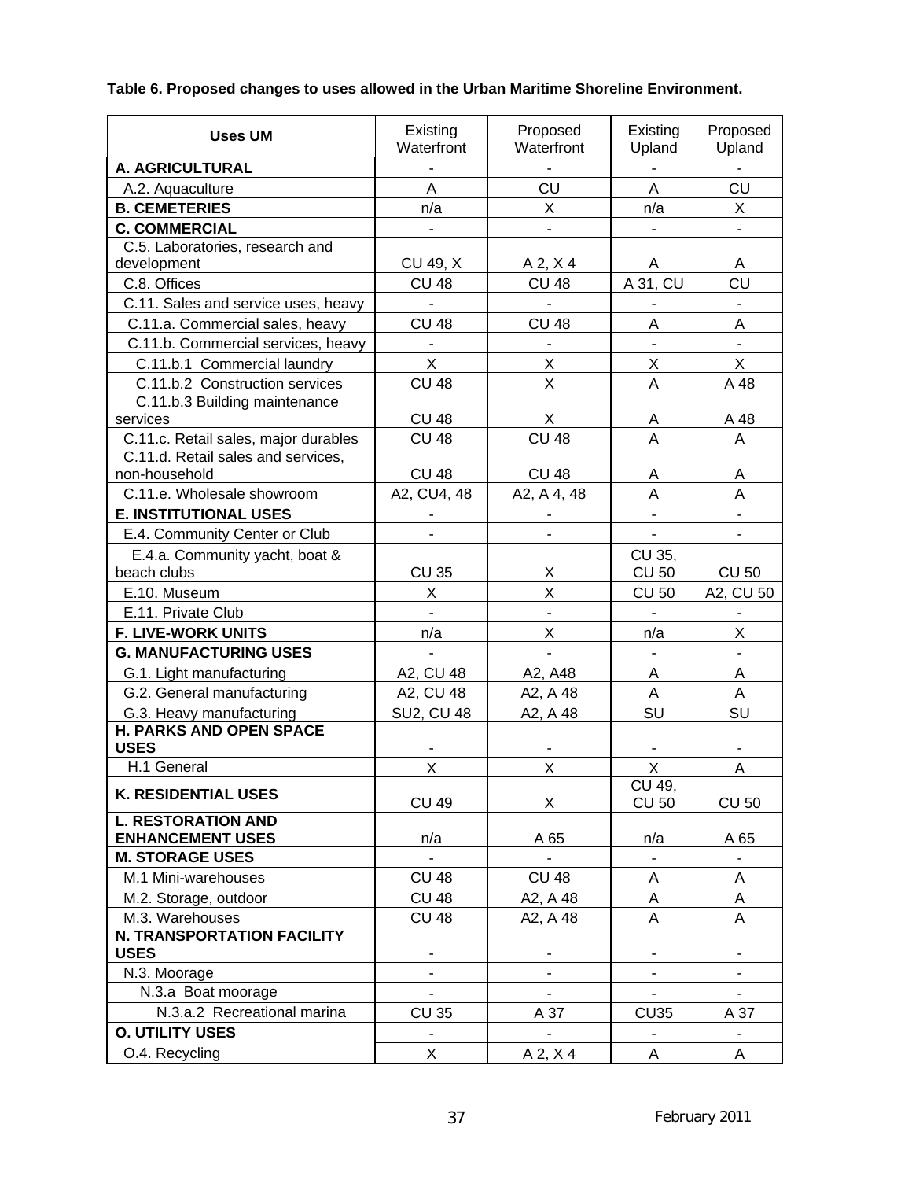**Table 6. Proposed changes to uses allowed in the Urban Maritime Shoreline Environment.**

| Uses UM | Existing Waterfront | Proposed Waterfront | Existing Upland | Proposed Upland |
|---|---|---|---|---|
| **A. AGRICULTURAL** | - | - | - | - |
| A.2. Aquaculture | A | CU | A | CU |
| **B. CEMETERIES** | n/a | X | n/a | X |
| **C. COMMERCIAL** | - | - | - | - |
| C.5. Laboratories, research and development | CU 49, X | A 2, X 4 | A | A |
| C.8. Offices | CU 48 | CU 48 | A 31, CU | CU |
| C.11. Sales and service uses, heavy | - | - | - | - |
| C.11.a. Commercial sales, heavy | CU 48 | CU 48 | A | A |
| C.11.b. Commercial services, heavy | - | - | - | - |
| C.11.b.1 Commercial laundry | X | X | X | X |
| C.11.b.2 Construction services | CU 48 | X | A | A 48 |
| C.11.b.3 Building maintenance services | CU 48 | X | A | A 48 |
| C.11.c. Retail sales, major durables | CU 48 | CU 48 | A | A |
| C.11.d. Retail sales and services, non-household | CU 48 | CU 48 | A | A |
| C.11.e. Wholesale showroom | A2, CU4, 48 | A2, A 4, 48 | A | A |
| **E. INSTITUTIONAL USES** | - | - | - | - |
| E.4. Community Center or Club | - | - | - | - |
| E.4.a. Community yacht, boat & beach clubs | CU 35 | X | CU 35, CU 50 | CU 50 |
| E.10. Museum | X | X | CU 50 | A2, CU 50 |
| E.11. Private Club | - | - | - | - |
| **F. LIVE-WORK UNITS** | n/a | X | n/a | X |
| **G. MANUFACTURING USES** | - | - | - | - |
| G.1. Light manufacturing | A2, CU 48 | A2, A48 | A | A |
| G.2. General manufacturing | A2, CU 48 | A2, A 48 | A | A |
| G.3. Heavy manufacturing | SU2, CU 48 | A2, A 48 | SU | SU |
| **H. PARKS AND OPEN SPACE USES** | - | - | - | - |
| H.1 General | X | X | X | A |
| **K. RESIDENTIAL USES** | CU 49 | X | CU 49, CU 50 | CU 50 |
| **L. RESTORATION AND ENHANCEMENT USES** | n/a | A 65 | n/a | A 65 |
| **M. STORAGE USES** | - | - | - | - |
| M.1 Mini-warehouses | CU 48 | CU 48 | A | A |
| M.2. Storage, outdoor | CU 48 | A2, A 48 | A | A |
| M.3. Warehouses | CU 48 | A2, A 48 | A | A |
| **N. TRANSPORTATION FACILITY USES** | - | - | - | - |
| N.3. Moorage | - | - | - | - |
| N.3.a Boat moorage | - | - | - | - |
| N.3.a.2 Recreational marina | CU 35 | A 37 | CU35 | A 37 |
| **O. UTILITY USES** | - | - | - | - |
| O.4. Recycling | X | A 2, X 4 | A | A |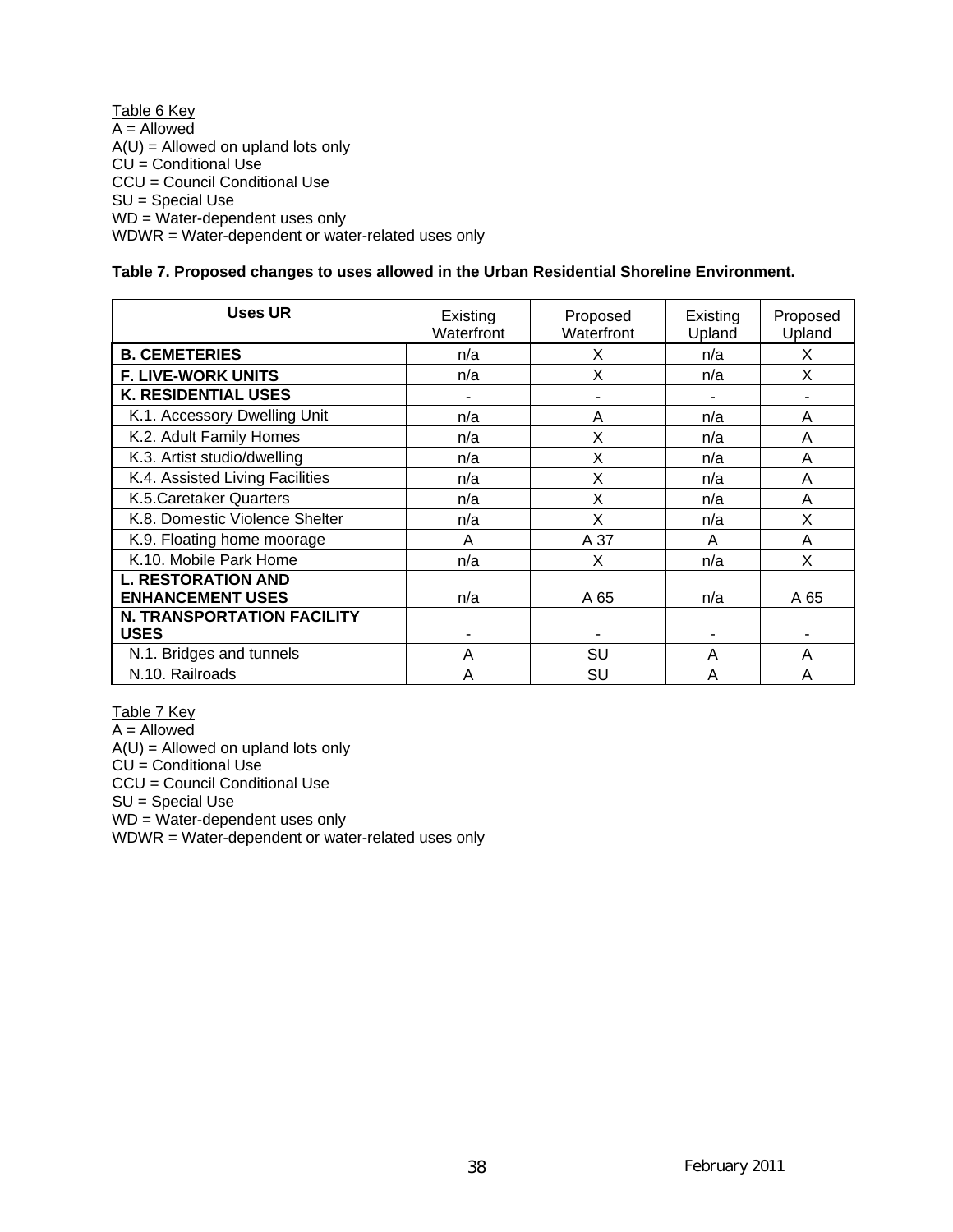Table 6 Key
A = Allowed
A(U) = Allowed on upland lots only
CU = Conditional Use
CCU = Council Conditional Use
SU = Special Use
WD = Water-dependent uses only
WDWR = Water-dependent or water-related uses only

**Table 7. Proposed changes to uses allowed in the Urban Residential Shoreline Environment.**

| Uses UR | Existing Waterfront | Proposed Waterfront | Existing Upland | Proposed Upland |
|---|---|---|---|---|
| **B. CEMETERIES** | n/a | X | n/a | X |
| **F. LIVE-WORK UNITS** | n/a | X | n/a | X |
| **K. RESIDENTIAL USES** | - | - | - | - |
| K.1. Accessory Dwelling Unit | n/a | A | n/a | A |
| K.2. Adult Family Homes | n/a | X | n/a | A |
| K.3. Artist studio/dwelling | n/a | X | n/a | A |
| K.4. Assisted Living Facilities | n/a | X | n/a | A |
| K.5.Caretaker Quarters | n/a | X | n/a | A |
| K.8. Domestic Violence Shelter | n/a | X | n/a | X |
| K.9. Floating home moorage | A | A 37 | A | A |
| K.10. Mobile Park Home | n/a | X | n/a | X |
| **L. RESTORATION AND ENHANCEMENT USES** | n/a | A 65 | n/a | A 65 |
| **N. TRANSPORTATION FACILITY USES** | - | - | - | - |
| N.1. Bridges and tunnels | A | SU | A | A |
| N.10. Railroads | A | SU | A | A |

Table 7 Key
A = Allowed
A(U) = Allowed on upland lots only
CU = Conditional Use
CCU = Council Conditional Use
SU = Special Use
WD = Water-dependent uses only
WDWR = Water-dependent or water-related uses only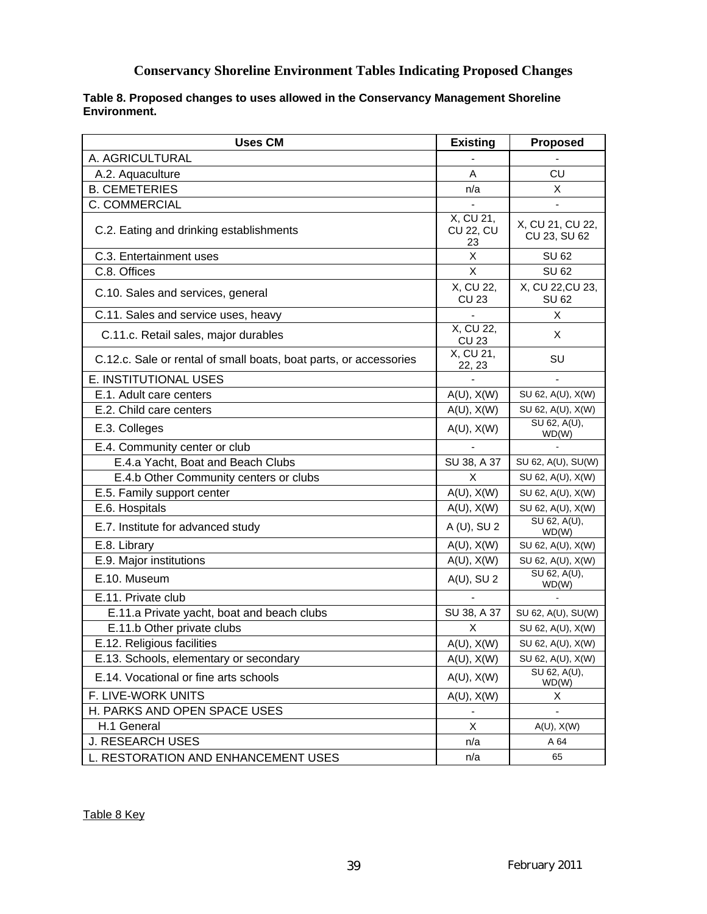# Conservancy Shoreline Environment Tables Indicating Proposed Changes

**Table 8. Proposed changes to uses allowed in the Conservancy Management Shoreline Environment.**

| Uses CM | Existing | Proposed |
|---|---|---|
| A. AGRICULTURAL | - | - |
| A.2. Aquaculture | A | CU |
| B. CEMETERIES | n/a | X |
| C. COMMERCIAL | - | - |
| C.2. Eating and drinking establishments | X, CU 21, CU 22, CU 23 | X, CU 21, CU 22, CU 23, SU 62 |
| C.3. Entertainment uses | X | SU 62 |
| C.8. Offices | X | SU 62 |
| C.10. Sales and services, general | X, CU 22, CU 23 | X, CU 22,CU 23, SU 62 |
| C.11. Sales and service uses, heavy | - | X |
| C.11.c. Retail sales, major durables | X, CU 22, CU 23 | X |
| C.12.c. Sale or rental of small boats, boat parts, or accessories | X, CU 21, 22, 23 | SU |
| E. INSTITUTIONAL USES | - | - |
| E.1. Adult care centers | A(U), X(W) | SU 62, A(U), X(W) |
| E.2. Child care centers | A(U), X(W) | SU 62, A(U), X(W) |
| E.3. Colleges | A(U), X(W) | SU 62, A(U), WD(W) |
| E.4. Community center or club | - | - |
| E.4.a Yacht, Boat and Beach Clubs | SU 38, A 37 | SU 62, A(U), SU(W) |
| E.4.b Other Community centers or clubs | X | SU 62, A(U), X(W) |
| E.5. Family support center | A(U), X(W) | SU 62, A(U), X(W) |
| E.6. Hospitals | A(U), X(W) | SU 62, A(U), X(W) |
| E.7. Institute for advanced study | A (U), SU 2 | SU 62, A(U), WD(W) |
| E.8. Library | A(U), X(W) | SU 62, A(U), X(W) |
| E.9. Major institutions | A(U), X(W) | SU 62, A(U), X(W) |
| E.10. Museum | A(U), SU 2 | SU 62, A(U), WD(W) |
| E.11. Private club | - | - |
| E.11.a Private yacht, boat and beach clubs | SU 38, A 37 | SU 62, A(U), SU(W) |
| E.11.b Other private clubs | X | SU 62, A(U), X(W) |
| E.12. Religious facilities | A(U), X(W) | SU 62, A(U), X(W) |
| E.13. Schools, elementary or secondary | A(U), X(W) | SU 62, A(U), X(W) |
| E.14. Vocational or fine arts schools | A(U), X(W) | SU 62, A(U), WD(W) |
| F. LIVE-WORK UNITS | A(U), X(W) | X |
| H. PARKS AND OPEN SPACE USES | - | - |
| H.1 General | X | A(U), X(W) |
| J. RESEARCH USES | n/a | A 64 |
| L. RESTORATION AND ENHANCEMENT USES | n/a | 65 |

Table 8 Key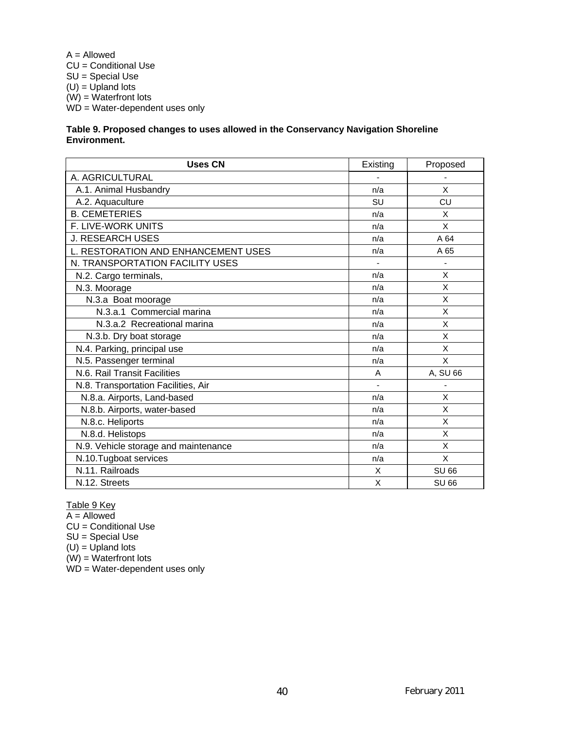A = Allowed
CU = Conditional Use
SU = Special Use
(U) = Upland lots
(W) = Waterfront lots
WD = Water-dependent uses only

**Table 9. Proposed changes to uses allowed in the Conservancy Navigation Shoreline Environment.**

| Uses CN | Existing | Proposed |
|---|---|---|
| A. AGRICULTURAL | - | - |
| A.1. Animal Husbandry | n/a | X |
| A.2. Aquaculture | SU | CU |
| B. CEMETERIES | n/a | X |
| F. LIVE-WORK UNITS | n/a | X |
| J. RESEARCH USES | n/a | A 64 |
| L. RESTORATION AND ENHANCEMENT USES | n/a | A 65 |
| N. TRANSPORTATION FACILITY USES | - | - |
| N.2. Cargo terminals, | n/a | X |
| N.3. Moorage | n/a | X |
| N.3.a Boat moorage | n/a | X |
| N.3.a.1 Commercial marina | n/a | X |
| N.3.a.2 Recreational marina | n/a | X |
| N.3.b. Dry boat storage | n/a | X |
| N.4. Parking, principal use | n/a | X |
| N.5. Passenger terminal | n/a | X |
| N.6. Rail Transit Facilities | A | A, SU 66 |
| N.8. Transportation Facilities, Air | - | - |
| N.8.a. Airports, Land-based | n/a | X |
| N.8.b. Airports, water-based | n/a | X |
| N.8.c. Heliports | n/a | X |
| N.8.d. Helistops | n/a | X |
| N.9. Vehicle storage and maintenance | n/a | X |
| N.10.Tugboat services | n/a | X |
| N.11. Railroads | X | SU 66 |
| N.12. Streets | X | SU 66 |

Table 9 Key
A = Allowed
CU = Conditional Use
SU = Special Use
(U) = Upland lots
(W) = Waterfront lots
WD = Water-dependent uses only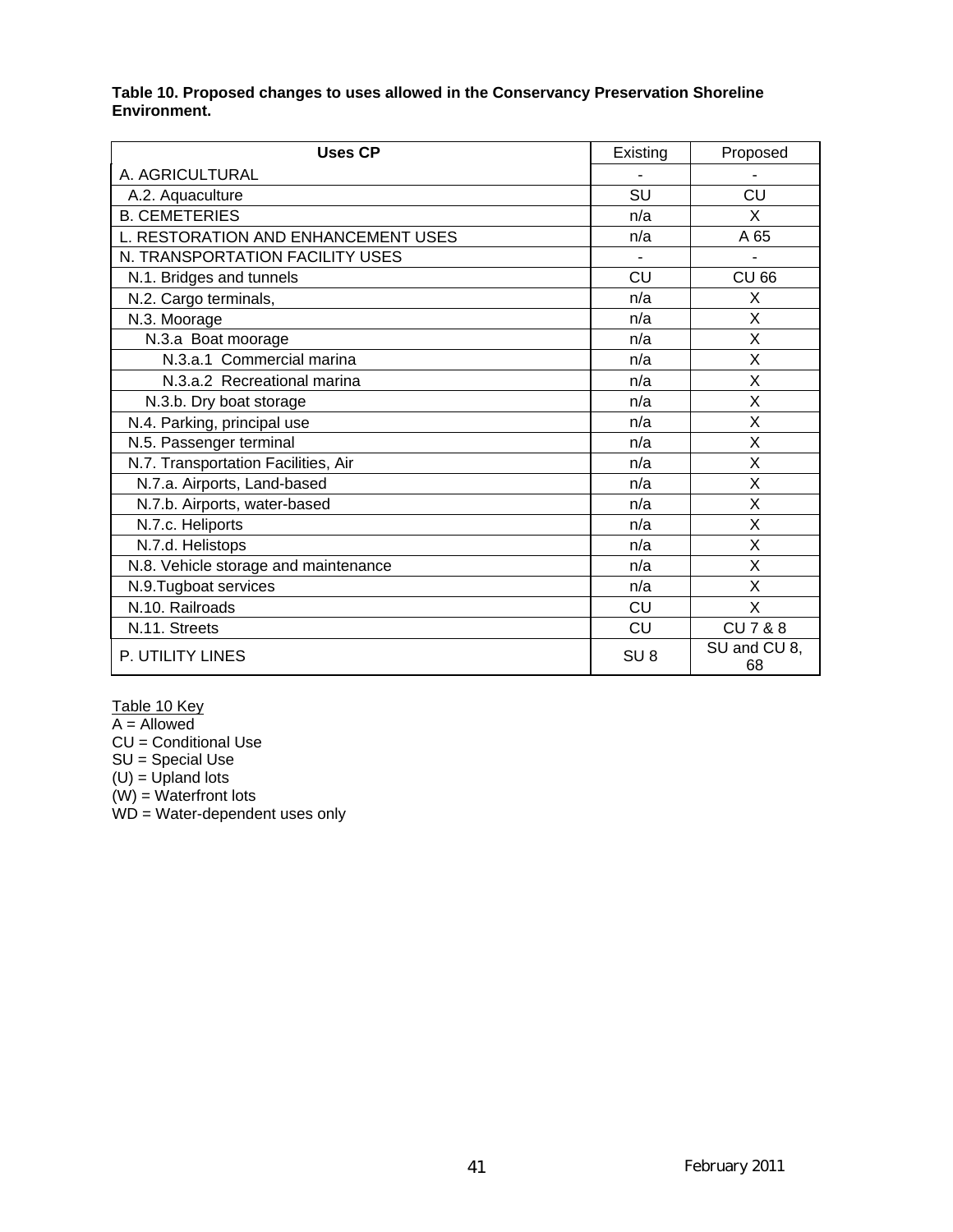**Table 10. Proposed changes to uses allowed in the Conservancy Preservation Shoreline Environment.**

| Uses CP | Existing | Proposed |
|---|---|---|
| A. AGRICULTURAL | - | - |
| A.2. Aquaculture | SU | CU |
| B. CEMETERIES | n/a | X |
| L. RESTORATION AND ENHANCEMENT USES | n/a | A 65 |
| N. TRANSPORTATION FACILITY USES | - | - |
| N.1. Bridges and tunnels | CU | CU 66 |
| N.2. Cargo terminals, | n/a | X |
| N.3. Moorage | n/a | X |
| N.3.a Boat moorage | n/a | X |
| N.3.a.1 Commercial marina | n/a | X |
| N.3.a.2 Recreational marina | n/a | X |
| N.3.b. Dry boat storage | n/a | X |
| N.4. Parking, principal use | n/a | X |
| N.5. Passenger terminal | n/a | X |
| N.7. Transportation Facilities, Air | n/a | X |
| N.7.a. Airports, Land-based | n/a | X |
| N.7.b. Airports, water-based | n/a | X |
| N.7.c. Heliports | n/a | X |
| N.7.d. Helistops | n/a | X |
| N.8. Vehicle storage and maintenance | n/a | X |
| N.9.Tugboat services | n/a | X |
| N.10. Railroads | CU | X |
| N.11. Streets | CU | CU 7 & 8 |
| P. UTILITY LINES | SU 8 | SU and CU 8, 68 |

Table 10 Key
A = Allowed
CU = Conditional Use
SU = Special Use
(U) = Upland lots
(W) = Waterfront lots
WD = Water-dependent uses only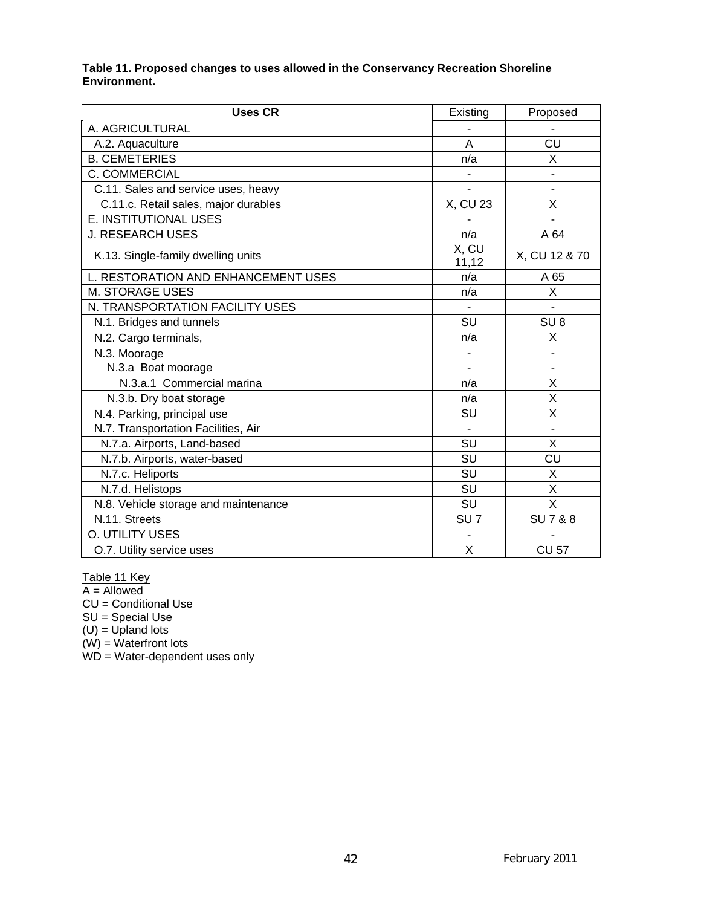**Table 11. Proposed changes to uses allowed in the Conservancy Recreation Shoreline Environment.**

| Uses CR | Existing | Proposed |
|---|---|---|
| A. AGRICULTURAL | - | - |
| A.2. Aquaculture | A | CU |
| B. CEMETERIES | n/a | X |
| C. COMMERCIAL | - | - |
| C.11. Sales and service uses, heavy | - | - |
| C.11.c. Retail sales, major durables | X, CU 23 | X |
| E. INSTITUTIONAL USES | - | - |
| J. RESEARCH USES | n/a | A 64 |
| K.13. Single-family dwelling units | X, CU 11,12 | X, CU 12 & 70 |
| L. RESTORATION AND ENHANCEMENT USES | n/a | A 65 |
| M. STORAGE USES | n/a | X |
| N. TRANSPORTATION FACILITY USES | - | - |
| N.1. Bridges and tunnels | SU | SU 8 |
| N.2. Cargo terminals, | n/a | X |
| N.3. Moorage | - | - |
| N.3.a Boat moorage | - | - |
| N.3.a.1 Commercial marina | n/a | X |
| N.3.b. Dry boat storage | n/a | X |
| N.4. Parking, principal use | SU | X |
| N.7. Transportation Facilities, Air | - | - |
| N.7.a. Airports, Land-based | SU | X |
| N.7.b. Airports, water-based | SU | CU |
| N.7.c. Heliports | SU | X |
| N.7.d. Helistops | SU | X |
| N.8. Vehicle storage and maintenance | SU | X |
| N.11. Streets | SU 7 | SU 7 & 8 |
| O. UTILITY USES | - | - |
| O.7. Utility service uses | X | CU 57 |

Table 11 Key
A = Allowed
CU = Conditional Use
SU = Special Use
(U) = Upland lots
(W) = Waterfront lots
WD = Water-dependent uses only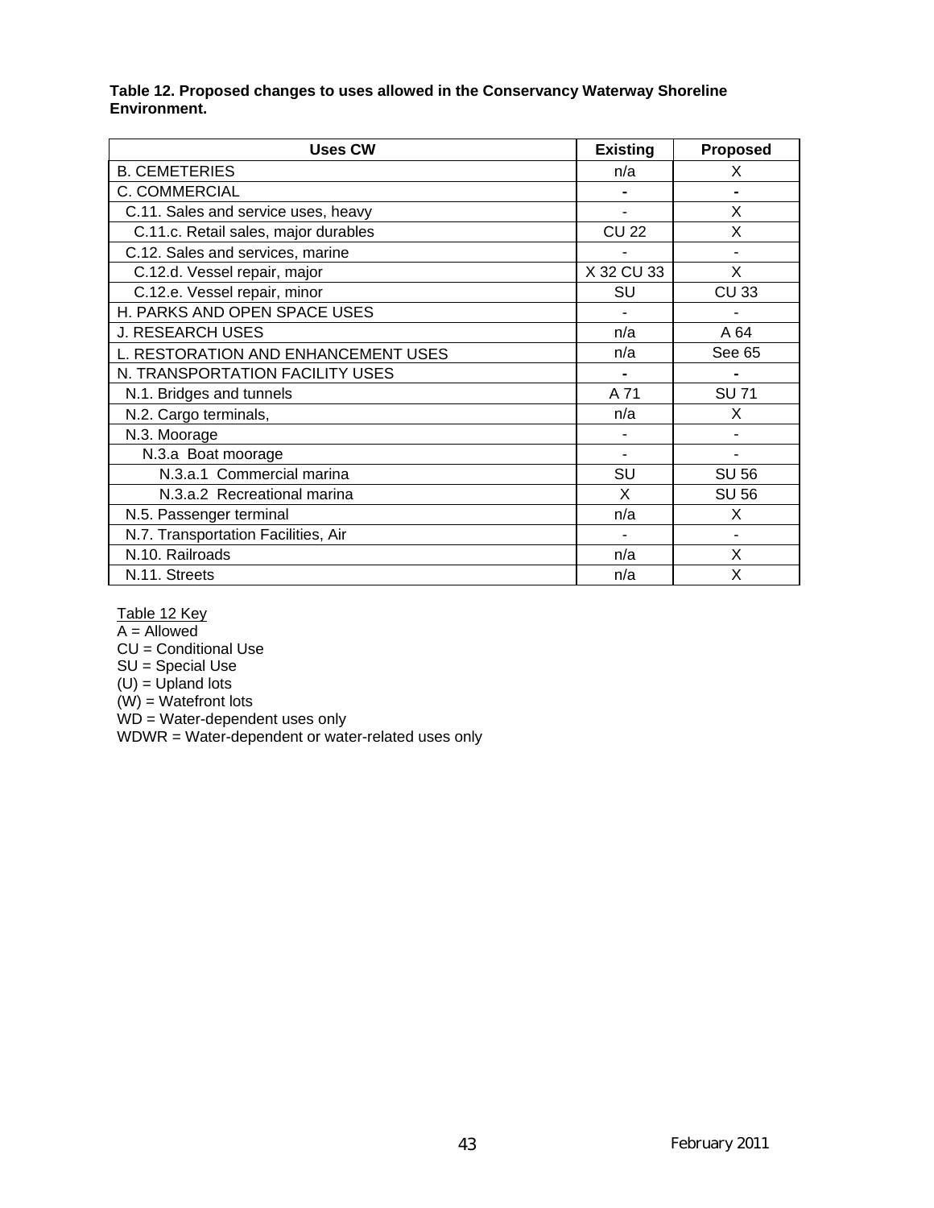**Table 12. Proposed changes to uses allowed in the Conservancy Waterway Shoreline Environment.**

| Uses CW | Existing | Proposed |
|---|---|---|
| B. CEMETERIES | n/a | X |
| C. COMMERCIAL | **-** | **-** |
| C.11. Sales and service uses, heavy | - | X |
| C.11.c. Retail sales, major durables | CU 22 | X |
| C.12. Sales and services, marine | - | - |
| C.12.d. Vessel repair, major | X 32 CU 33 | X |
| C.12.e. Vessel repair, minor | SU | CU 33 |
| H. PARKS AND OPEN SPACE USES | - | - |
| J. RESEARCH USES | n/a | A 64 |
| L. RESTORATION AND ENHANCEMENT USES | n/a | See 65 |
| N. TRANSPORTATION FACILITY USES | **-** | **-** |
| N.1. Bridges and tunnels | A 71 | SU 71 |
| N.2. Cargo terminals, | n/a | X |
| N.3. Moorage | - | - |
| N.3.a Boat moorage | - | - |
| N.3.a.1 Commercial marina | SU | SU 56 |
| N.3.a.2 Recreational marina | X | SU 56 |
| N.5. Passenger terminal | n/a | X |
| N.7. Transportation Facilities, Air | - | - |
| N.10. Railroads | n/a | X |
| N.11. Streets | n/a | X |

Table 12 Key
A = Allowed
CU = Conditional Use
SU = Special Use
(U) = Upland lots
(W) = Watefront lots
WD = Water-dependent uses only
WDWR = Water-dependent or water-related uses only